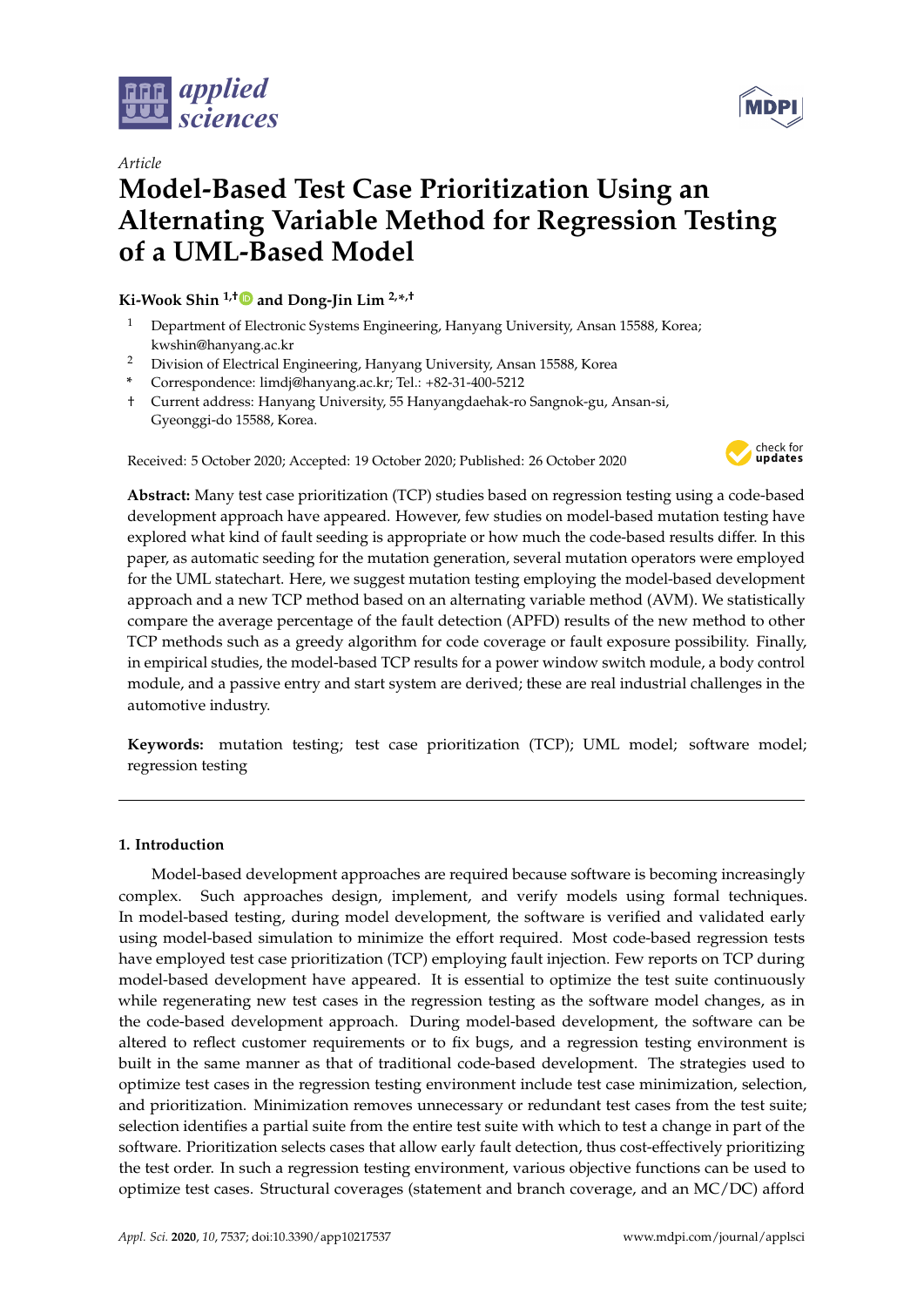Article

# Model-Based Test Case Prioritization Using an Alternating Variable Method for Regression Testing of a UML-Based Model

**Ki-Wook Shin [1,†] and Dong-Jin Lim [2,*,†]**

[1] Department of Electronic Systems Engineering, Hanyang University, Ansan 15588, Korea; kwshin@hanyang.ac.kr

[2] Division of Electrical Engineering, Hanyang University, Ansan 15588, Korea

\* Correspondence: limdj@hanyang.ac.kr; Tel.: +82-31-400-5212

† Current address: Hanyang University, 55 Hanyangdaehak-ro Sangnok-gu, Ansan-si, Gyeonggi-do 15588, Korea.

Received: 5 October 2020; Accepted: 19 October 2020; Published: 26 October 2020

**Abstract:** Many test case prioritization (TCP) studies based on regression testing using a code-based development approach have appeared. However, few studies on model-based mutation testing have explored what kind of fault seeding is appropriate or how much the code-based results differ. In this paper, as automatic seeding for the mutation generation, several mutation operators were employed for the UML statechart. Here, we suggest mutation testing employing the model-based development approach and a new TCP method based on an alternating variable method (AVM). We statistically compare the average percentage of the fault detection (APFD) results of the new method to other TCP methods such as a greedy algorithm for code coverage or fault exposure possibility. Finally, in empirical studies, the model-based TCP results for a power window switch module, a body control module, and a passive entry and start system are derived; these are real industrial challenges in the automotive industry.

**Keywords:** mutation testing; test case prioritization (TCP); UML model; software model; regression testing

## 1. Introduction

Model-based development approaches are required because software is becoming increasingly complex. Such approaches design, implement, and verify models using formal techniques. In model-based testing, during model development, the software is verified and validated early using model-based simulation to minimize the effort required. Most code-based regression tests have employed test case prioritization (TCP) employing fault injection. Few reports on TCP during model-based development have appeared. It is essential to optimize the test suite continuously while regenerating new test cases in the regression testing as the software model changes, as in the code-based development approach. During model-based development, the software can be altered to reflect customer requirements or to fix bugs, and a regression testing environment is built in the same manner as that of traditional code-based development. The strategies used to optimize test cases in the regression testing environment include test case minimization, selection, and prioritization. Minimization removes unnecessary or redundant test cases from the test suite; selection identifies a partial suite from the entire test suite with which to test a change in part of the software. Prioritization selects cases that allow early fault detection, thus cost-effectively prioritizing the test order. In such a regression testing environment, various objective functions can be used to optimize test cases. Structural coverages (statement and branch coverage, and an MC/DC) afford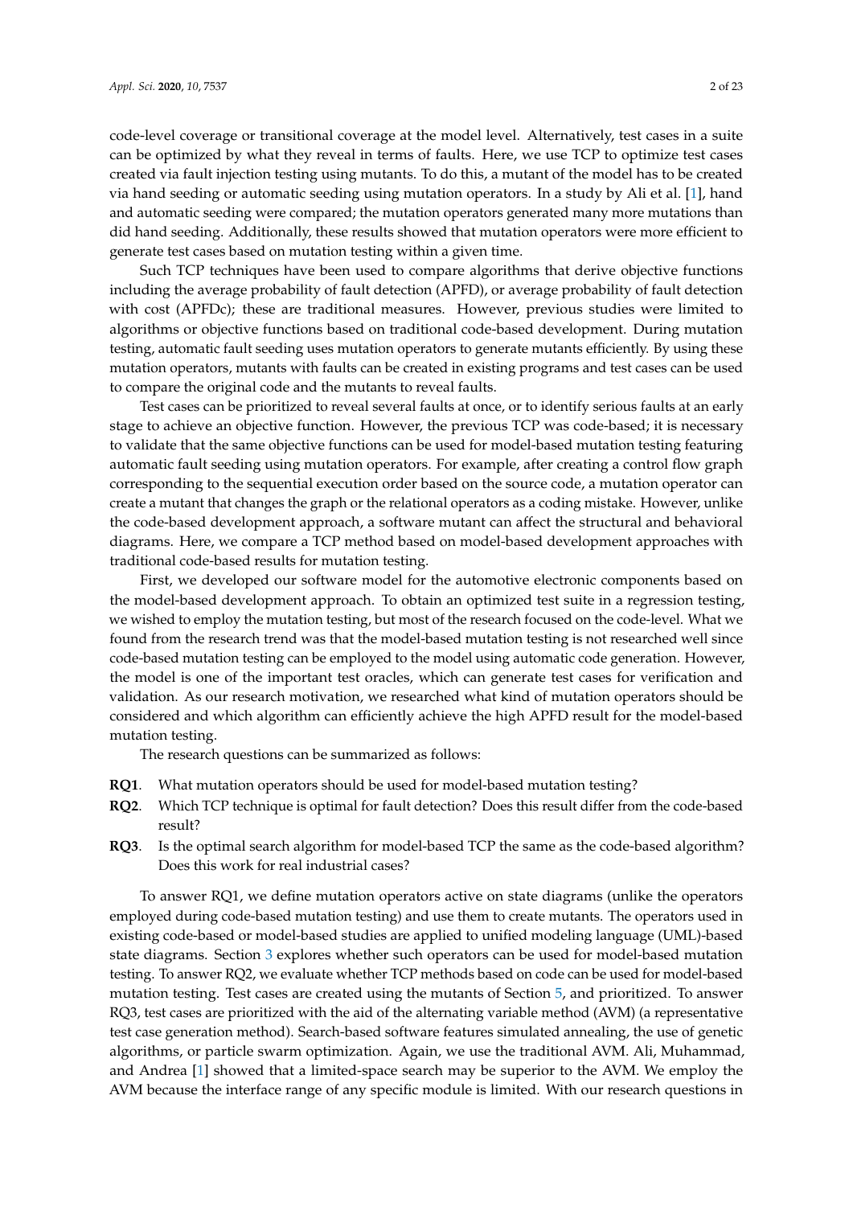code-level coverage or transitional coverage at the model level. Alternatively, test cases in a suite can be optimized by what they reveal in terms of faults. Here, we use TCP to optimize test cases created via fault injection testing using mutants. To do this, a mutant of the model has to be created via hand seeding or automatic seeding using mutation operators. In a study by Ali et al. [1], hand and automatic seeding were compared; the mutation operators generated many more mutations than did hand seeding. Additionally, these results showed that mutation operators were more efficient to generate test cases based on mutation testing within a given time.

Such TCP techniques have been used to compare algorithms that derive objective functions including the average probability of fault detection (APFD), or average probability of fault detection with cost (APFDc); these are traditional measures. However, previous studies were limited to algorithms or objective functions based on traditional code-based development. During mutation testing, automatic fault seeding uses mutation operators to generate mutants efficiently. By using these mutation operators, mutants with faults can be created in existing programs and test cases can be used to compare the original code and the mutants to reveal faults.

Test cases can be prioritized to reveal several faults at once, or to identify serious faults at an early stage to achieve an objective function. However, the previous TCP was code-based; it is necessary to validate that the same objective functions can be used for model-based mutation testing featuring automatic fault seeding using mutation operators. For example, after creating a control flow graph corresponding to the sequential execution order based on the source code, a mutation operator can create a mutant that changes the graph or the relational operators as a coding mistake. However, unlike the code-based development approach, a software mutant can affect the structural and behavioral diagrams. Here, we compare a TCP method based on model-based development approaches with traditional code-based results for mutation testing.

First, we developed our software model for the automotive electronic components based on the model-based development approach. To obtain an optimized test suite in a regression testing, we wished to employ the mutation testing, but most of the research focused on the code-level. What we found from the research trend was that the model-based mutation testing is not researched well since code-based mutation testing can be employed to the model using automatic code generation. However, the model is one of the important test oracles, which can generate test cases for verification and validation. As our research motivation, we researched what kind of mutation operators should be considered and which algorithm can efficiently achieve the high APFD result for the model-based mutation testing.

The research questions can be summarized as follows:

- **RQ1**. What mutation operators should be used for model-based mutation testing?
- **RQ2**. Which TCP technique is optimal for fault detection? Does this result differ from the code-based result?
- **RQ3**. Is the optimal search algorithm for model-based TCP the same as the code-based algorithm? Does this work for real industrial cases?

To answer RQ1, we define mutation operators active on state diagrams (unlike the operators employed during code-based mutation testing) and use them to create mutants. The operators used in existing code-based or model-based studies are applied to unified modeling language (UML)-based state diagrams. Section 3 explores whether such operators can be used for model-based mutation testing. To answer RQ2, we evaluate whether TCP methods based on code can be used for model-based mutation testing. Test cases are created using the mutants of Section 5, and prioritized. To answer RQ3, test cases are prioritized with the aid of the alternating variable method (AVM) (a representative test case generation method). Search-based software features simulated annealing, the use of genetic algorithms, or particle swarm optimization. Again, we use the traditional AVM. Ali, Muhammad, and Andrea [1] showed that a limited-space search may be superior to the AVM. We employ the AVM because the interface range of any specific module is limited. With our research questions in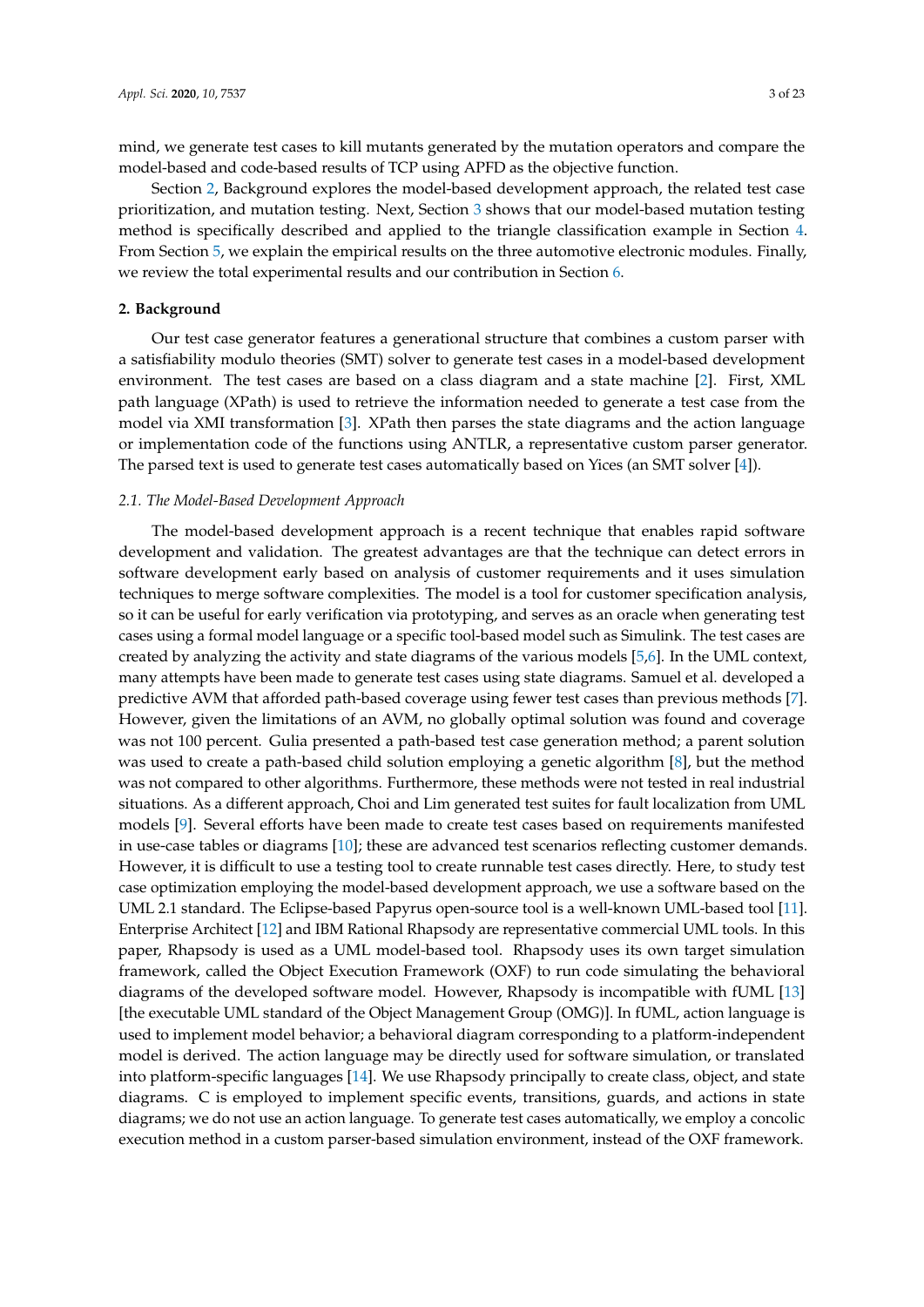mind, we generate test cases to kill mutants generated by the mutation operators and compare the model-based and code-based results of TCP using APFD as the objective function.

Section 2, Background explores the model-based development approach, the related test case prioritization, and mutation testing. Next, Section 3 shows that our model-based mutation testing method is specifically described and applied to the triangle classification example in Section 4. From Section 5, we explain the empirical results on the three automotive electronic modules. Finally, we review the total experimental results and our contribution in Section 6.

## 2. Background

Our test case generator features a generational structure that combines a custom parser with a satisfiability modulo theories (SMT) solver to generate test cases in a model-based development environment. The test cases are based on a class diagram and a state machine [2]. First, XML path language (XPath) is used to retrieve the information needed to generate a test case from the model via XMI transformation [3]. XPath then parses the state diagrams and the action language or implementation code of the functions using ANTLR, a representative custom parser generator. The parsed text is used to generate test cases automatically based on Yices (an SMT solver [4]).

### 2.1. The Model-Based Development Approach

The model-based development approach is a recent technique that enables rapid software development and validation. The greatest advantages are that the technique can detect errors in software development early based on analysis of customer requirements and it uses simulation techniques to merge software complexities. The model is a tool for customer specification analysis, so it can be useful for early verification via prototyping, and serves as an oracle when generating test cases using a formal model language or a specific tool-based model such as Simulink. The test cases are created by analyzing the activity and state diagrams of the various models [5,6]. In the UML context, many attempts have been made to generate test cases using state diagrams. Samuel et al. developed a predictive AVM that afforded path-based coverage using fewer test cases than previous methods [7]. However, given the limitations of an AVM, no globally optimal solution was found and coverage was not 100 percent. Gulia presented a path-based test case generation method; a parent solution was used to create a path-based child solution employing a genetic algorithm [8], but the method was not compared to other algorithms. Furthermore, these methods were not tested in real industrial situations. As a different approach, Choi and Lim generated test suites for fault localization from UML models [9]. Several efforts have been made to create test cases based on requirements manifested in use-case tables or diagrams [10]; these are advanced test scenarios reflecting customer demands. However, it is difficult to use a testing tool to create runnable test cases directly. Here, to study test case optimization employing the model-based development approach, we use a software based on the UML 2.1 standard. The Eclipse-based Papyrus open-source tool is a well-known UML-based tool [11]. Enterprise Architect [12] and IBM Rational Rhapsody are representative commercial UML tools. In this paper, Rhapsody is used as a UML model-based tool. Rhapsody uses its own target simulation framework, called the Object Execution Framework (OXF) to run code simulating the behavioral diagrams of the developed software model. However, Rhapsody is incompatible with fUML [13] [the executable UML standard of the Object Management Group (OMG)]. In fUML, action language is used to implement model behavior; a behavioral diagram corresponding to a platform-independent model is derived. The action language may be directly used for software simulation, or translated into platform-specific languages [14]. We use Rhapsody principally to create class, object, and state diagrams. C is employed to implement specific events, transitions, guards, and actions in state diagrams; we do not use an action language. To generate test cases automatically, we employ a concolic execution method in a custom parser-based simulation environment, instead of the OXF framework.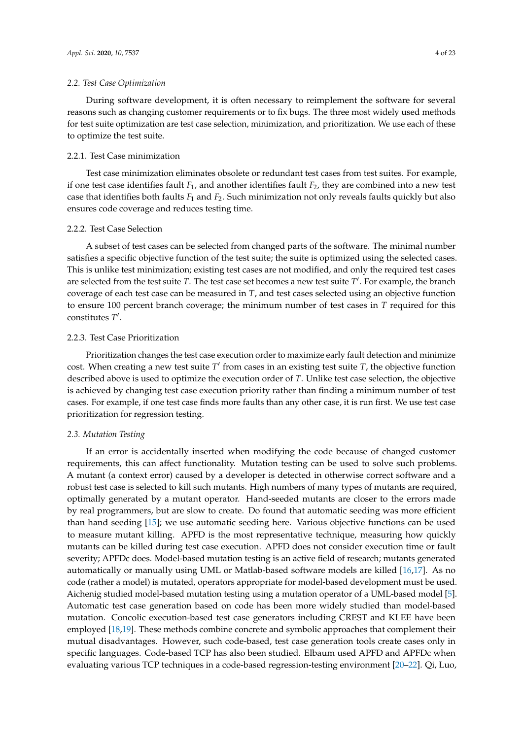### 2.2. Test Case Optimization

During software development, it is often necessary to reimplement the software for several reasons such as changing customer requirements or to fix bugs. The three most widely used methods for test suite optimization are test case selection, minimization, and prioritization. We use each of these to optimize the test suite.

#### 2.2.1. Test Case minimization

Test case minimization eliminates obsolete or redundant test cases from test suites. For example, if one test case identifies fault $F_1$, and another identifies fault $F_2$, they are combined into a new test case that identifies both faults $F_1$ and $F_2$. Such minimization not only reveals faults quickly but also ensures code coverage and reduces testing time.

#### 2.2.2. Test Case Selection

A subset of test cases can be selected from changed parts of the software. The minimal number satisfies a specific objective function of the test suite; the suite is optimized using the selected cases. This is unlike test minimization; existing test cases are not modified, and only the required test cases are selected from the test suite $T$. The test case set becomes a new test suite $T'$. For example, the branch coverage of each test case can be measured in $T$, and test cases selected using an objective function to ensure 100 percent branch coverage; the minimum number of test cases in $T$ required for this constitutes $T'$.

#### 2.2.3. Test Case Prioritization

Prioritization changes the test case execution order to maximize early fault detection and minimize cost. When creating a new test suite $T'$ from cases in an existing test suite $T$, the objective function described above is used to optimize the execution order of $T$. Unlike test case selection, the objective is achieved by changing test case execution priority rather than finding a minimum number of test cases. For example, if one test case finds more faults than any other case, it is run first. We use test case prioritization for regression testing.

### 2.3. Mutation Testing

If an error is accidentally inserted when modifying the code because of changed customer requirements, this can affect functionality. Mutation testing can be used to solve such problems. A mutant (a context error) caused by a developer is detected in otherwise correct software and a robust test case is selected to kill such mutants. High numbers of many types of mutants are required, optimally generated by a mutant operator. Hand-seeded mutants are closer to the errors made by real programmers, but are slow to create. Do found that automatic seeding was more efficient than hand seeding [15]; we use automatic seeding here. Various objective functions can be used to measure mutant killing. APFD is the most representative technique, measuring how quickly mutants can be killed during test case execution. APFD does not consider execution time or fault severity; APFDc does. Model-based mutation testing is an active field of research; mutants generated automatically or manually using UML or Matlab-based software models are killed [16,17]. As no code (rather a model) is mutated, operators appropriate for model-based development must be used. Aichenig studied model-based mutation testing using a mutation operator of a UML-based model [5]. Automatic test case generation based on code has been more widely studied than model-based mutation. Concolic execution-based test case generators including CREST and KLEE have been employed [18,19]. These methods combine concrete and symbolic approaches that complement their mutual disadvantages. However, such code-based, test case generation tools create cases only in specific languages. Code-based TCP has also been studied. Elbaum used APFD and APFDc when evaluating various TCP techniques in a code-based regression-testing environment [20–22]. Qi, Luo,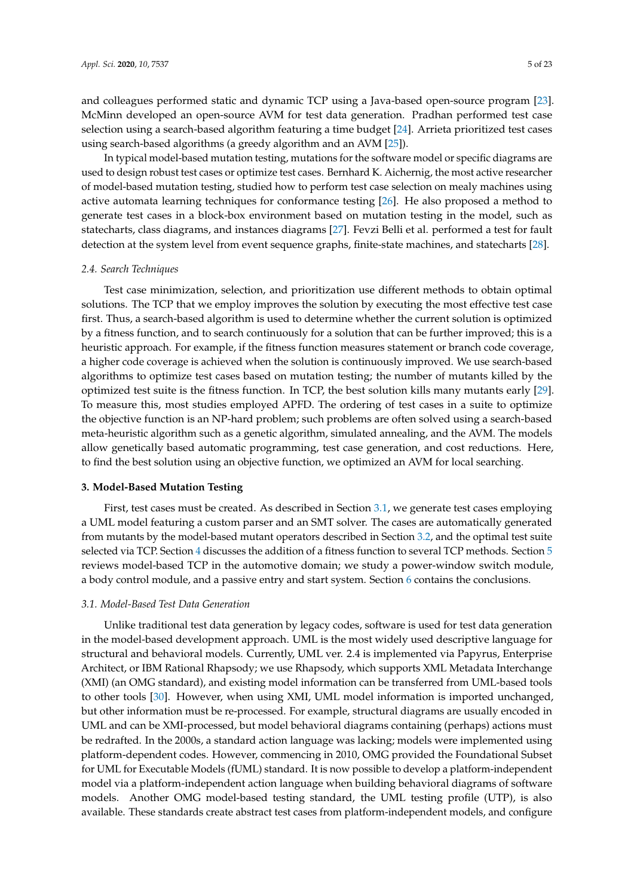and colleagues performed static and dynamic TCP using a Java-based open-source program [23]. McMinn developed an open-source AVM for test data generation. Pradhan performed test case selection using a search-based algorithm featuring a time budget [24]. Arrieta prioritized test cases using search-based algorithms (a greedy algorithm and an AVM [25]).

In typical model-based mutation testing, mutations for the software model or specific diagrams are used to design robust test cases or optimize test cases. Bernhard K. Aichernig, the most active researcher of model-based mutation testing, studied how to perform test case selection on mealy machines using active automata learning techniques for conformance testing [26]. He also proposed a method to generate test cases in a block-box environment based on mutation testing in the model, such as statecharts, class diagrams, and instances diagrams [27]. Fevzi Belli et al. performed a test for fault detection at the system level from event sequence graphs, finite-state machines, and statecharts [28].

### 2.4. Search Techniques

Test case minimization, selection, and prioritization use different methods to obtain optimal solutions. The TCP that we employ improves the solution by executing the most effective test case first. Thus, a search-based algorithm is used to determine whether the current solution is optimized by a fitness function, and to search continuously for a solution that can be further improved; this is a heuristic approach. For example, if the fitness function measures statement or branch code coverage, a higher code coverage is achieved when the solution is continuously improved. We use search-based algorithms to optimize test cases based on mutation testing; the number of mutants killed by the optimized test suite is the fitness function. In TCP, the best solution kills many mutants early [29]. To measure this, most studies employed APFD. The ordering of test cases in a suite to optimize the objective function is an NP-hard problem; such problems are often solved using a search-based meta-heuristic algorithm such as a genetic algorithm, simulated annealing, and the AVM. The models allow genetically based automatic programming, test case generation, and cost reductions. Here, to find the best solution using an objective function, we optimized an AVM for local searching.

## 3. Model-Based Mutation Testing

First, test cases must be created. As described in Section 3.1, we generate test cases employing a UML model featuring a custom parser and an SMT solver. The cases are automatically generated from mutants by the model-based mutant operators described in Section 3.2, and the optimal test suite selected via TCP. Section 4 discusses the addition of a fitness function to several TCP methods. Section 5 reviews model-based TCP in the automotive domain; we study a power-window switch module, a body control module, and a passive entry and start system. Section 6 contains the conclusions.

### 3.1. Model-Based Test Data Generation

Unlike traditional test data generation by legacy codes, software is used for test data generation in the model-based development approach. UML is the most widely used descriptive language for structural and behavioral models. Currently, UML ver. 2.4 is implemented via Papyrus, Enterprise Architect, or IBM Rational Rhapsody; we use Rhapsody, which supports XML Metadata Interchange (XMI) (an OMG standard), and existing model information can be transferred from UML-based tools to other tools [30]. However, when using XMI, UML model information is imported unchanged, but other information must be re-processed. For example, structural diagrams are usually encoded in UML and can be XMI-processed, but model behavioral diagrams containing (perhaps) actions must be redrafted. In the 2000s, a standard action language was lacking; models were implemented using platform-dependent codes. However, commencing in 2010, OMG provided the Foundational Subset for UML for Executable Models (fUML) standard. It is now possible to develop a platform-independent model via a platform-independent action language when building behavioral diagrams of software models. Another OMG model-based testing standard, the UML testing profile (UTP), is also available. These standards create abstract test cases from platform-independent models, and configure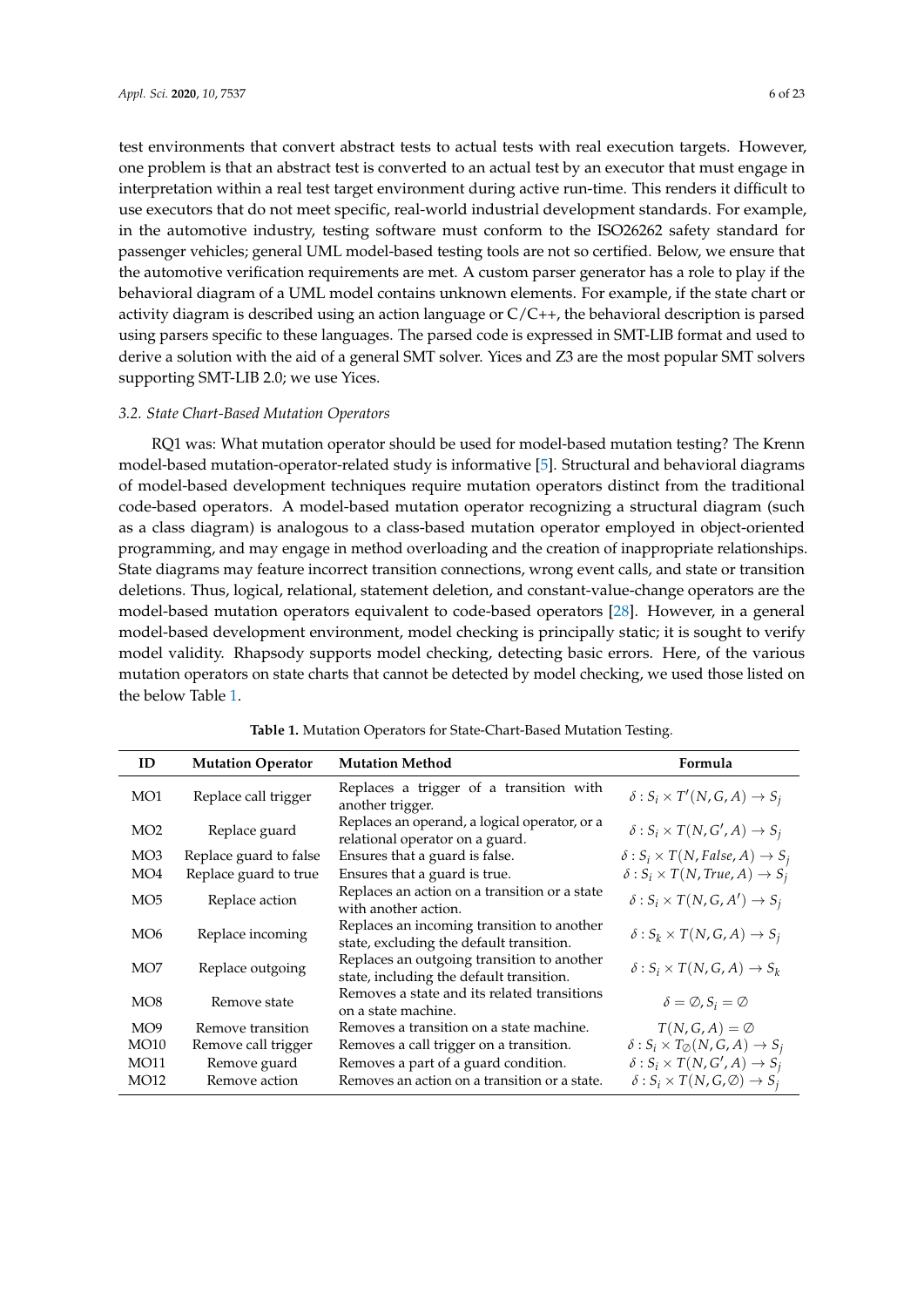test environments that convert abstract tests to actual tests with real execution targets. However, one problem is that an abstract test is converted to an actual test by an executor that must engage in interpretation within a real test target environment during active run-time. This renders it difficult to use executors that do not meet specific, real-world industrial development standards. For example, in the automotive industry, testing software must conform to the ISO26262 safety standard for passenger vehicles; general UML model-based testing tools are not so certified. Below, we ensure that the automotive verification requirements are met. A custom parser generator has a role to play if the behavioral diagram of a UML model contains unknown elements. For example, if the state chart or activity diagram is described using an action language or C/C++, the behavioral description is parsed using parsers specific to these languages. The parsed code is expressed in SMT-LIB format and used to derive a solution with the aid of a general SMT solver. Yices and Z3 are the most popular SMT solvers supporting SMT-LIB 2.0; we use Yices.

### 3.2. State Chart-Based Mutation Operators

RQ1 was: What mutation operator should be used for model-based mutation testing? The Krenn model-based mutation-operator-related study is informative [5]. Structural and behavioral diagrams of model-based development techniques require mutation operators distinct from the traditional code-based operators. A model-based mutation operator recognizing a structural diagram (such as a class diagram) is analogous to a class-based mutation operator employed in object-oriented programming, and may engage in method overloading and the creation of inappropriate relationships. State diagrams may feature incorrect transition connections, wrong event calls, and state or transition deletions. Thus, logical, relational, statement deletion, and constant-value-change operators are the model-based mutation operators equivalent to code-based operators [28]. However, in a general model-based development environment, model checking is principally static; it is sought to verify model validity. Rhapsody supports model checking, detecting basic errors. Here, of the various mutation operators on state charts that cannot be detected by model checking, we used those listed on the below Table 1.

**Table 1.** Mutation Operators for State-Chart-Based Mutation Testing.

| ID | Mutation Operator | Mutation Method | Formula |
|---|---|---|---|
| MO1 | Replace call trigger | Replaces a trigger of a transition with another trigger. | $\delta : S_i \times T'(N, G, A) \rightarrow S_j$ |
| MO2 | Replace guard | Replaces an operand, a logical operator, or a relational operator on a guard. | $\delta : S_i \times T(N, G', A) \rightarrow S_j$ |
| MO3 | Replace guard to false | Ensures that a guard is false. | $\delta : S_i \times T(N, False, A) \rightarrow S_j$ |
| MO4 | Replace guard to true | Ensures that a guard is true. | $\delta : S_i \times T(N, True, A) \rightarrow S_j$ |
| MO5 | Replace action | Replaces an action on a transition or a state with another action. | $\delta : S_i \times T(N, G, A') \rightarrow S_j$ |
| MO6 | Replace incoming | Replaces an incoming transition to another state, excluding the default transition. | $\delta : S_k \times T(N, G, A) \rightarrow S_j$ |
| MO7 | Replace outgoing | Replaces an outgoing transition to another state, including the default transition. | $\delta : S_i \times T(N, G, A) \rightarrow S_k$ |
| MO8 | Remove state | Removes a state and its related transitions on a state machine. | $\delta = \emptyset, S_i = \emptyset$ |
| MO9 | Remove transition | Removes a transition on a state machine. | $T(N, G, A) = \emptyset$ |
| MO10 | Remove call trigger | Removes a call trigger on a transition. | $\delta : S_i \times T_{\emptyset}(N, G, A) \rightarrow S_j$ |
| MO11 | Remove guard | Removes a part of a guard condition. | $\delta : S_i \times T(N, G', A) \rightarrow S_j$ |
| MO12 | Remove action | Removes an action on a transition or a state. | $\delta : S_i \times T(N, G, \emptyset) \rightarrow S_j$ |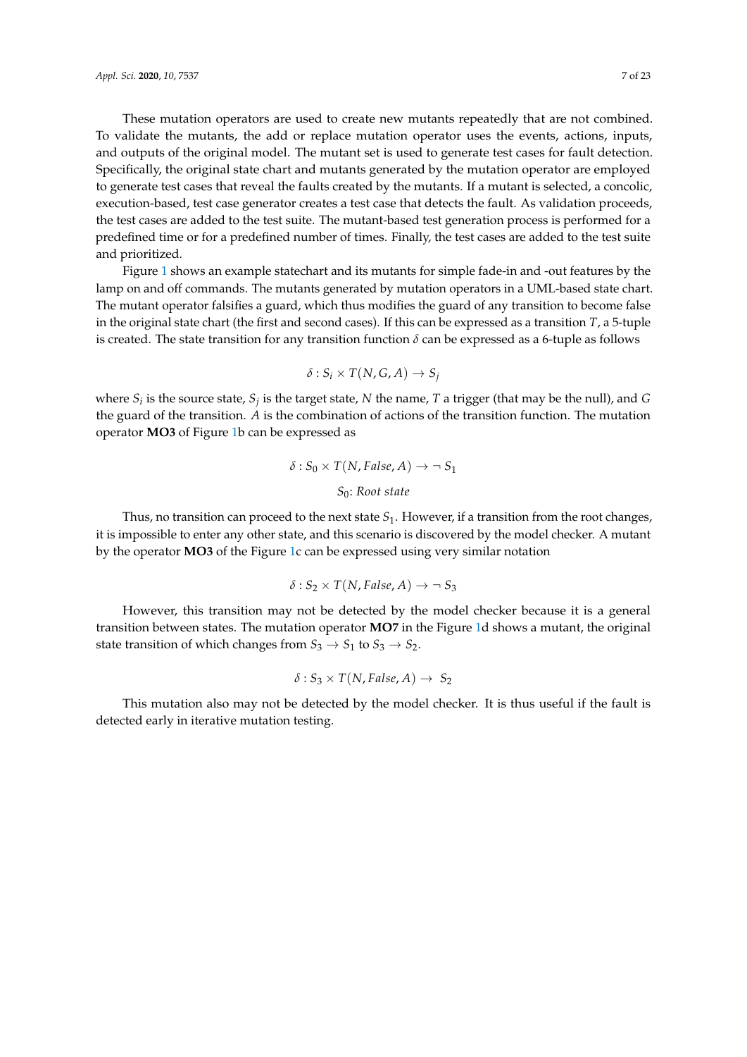These mutation operators are used to create new mutants repeatedly that are not combined. To validate the mutants, the add or replace mutation operator uses the events, actions, inputs, and outputs of the original model. The mutant set is used to generate test cases for fault detection. Specifically, the original state chart and mutants generated by the mutation operator are employed to generate test cases that reveal the faults created by the mutants. If a mutant is selected, a concolic, execution-based, test case generator creates a test case that detects the fault. As validation proceeds, the test cases are added to the test suite. The mutant-based test generation process is performed for a predefined time or for a predefined number of times. Finally, the test cases are added to the test suite and prioritized.

Figure 1 shows an example statechart and its mutants for simple fade-in and -out features by the lamp on and off commands. The mutants generated by mutation operators in a UML-based state chart. The mutant operator falsifies a guard, which thus modifies the guard of any transition to become false in the original state chart (the first and second cases). If this can be expressed as a transition $T$, a 5-tuple is created. The state transition for any transition function $\delta$ can be expressed as a 6-tuple as follows

$$\delta : S_i \times T(N, G, A) \rightarrow S_j$$

where $S_i$ is the source state, $S_j$ is the target state, $N$ the name, $T$ a trigger (that may be the null), and $G$ the guard of the transition. $A$ is the combination of actions of the transition function. The mutation operator **MO3** of Figure 1b can be expressed as

$$\delta : S_0 \times T(N, False, A) \rightarrow \neg\, S_1$$

$$S_0\text{: } \textit{Root state}$$

Thus, no transition can proceed to the next state $S_1$. However, if a transition from the root changes, it is impossible to enter any other state, and this scenario is discovered by the model checker. A mutant by the operator **MO3** of the Figure 1c can be expressed using very similar notation

$$\delta : S_2 \times T(N, False, A) \rightarrow \neg\, S_3$$

However, this transition may not be detected by the model checker because it is a general transition between states. The mutation operator **MO7** in the Figure 1d shows a mutant, the original state transition of which changes from $S_3 \rightarrow S_1$ to $S_3 \rightarrow S_2$.

$$\delta : S_3 \times T(N, False, A) \rightarrow\ S_2$$

This mutation also may not be detected by the model checker. It is thus useful if the fault is detected early in iterative mutation testing.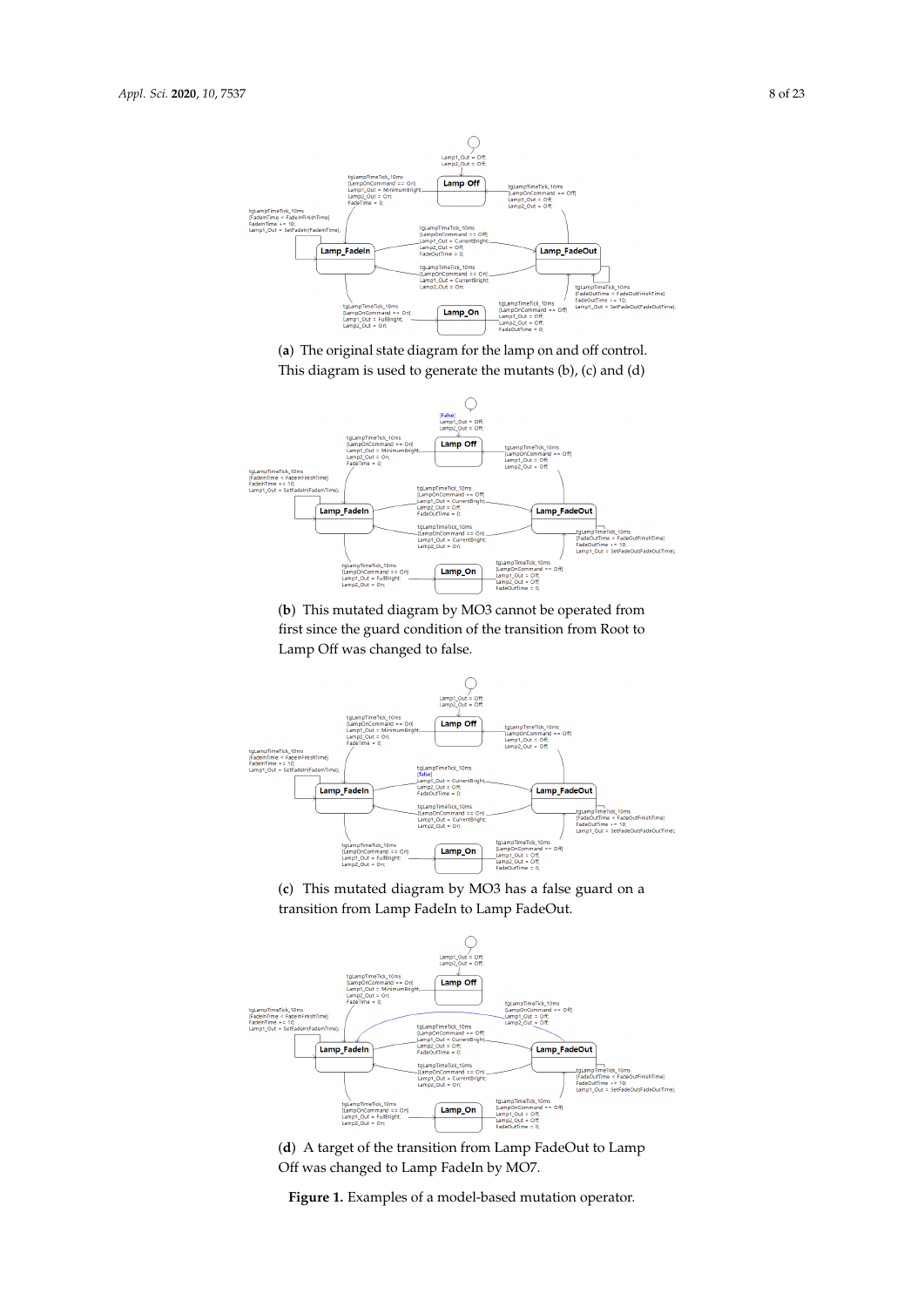(**a**) The original state diagram for the lamp on and off control. This diagram is used to generate the mutants (b), (c) and (d)

(**b**) This mutated diagram by MO3 cannot be operated from first since the guard condition of the transition from Root to Lamp Off was changed to false.

(**c**) This mutated diagram by MO3 has a false guard on a transition from Lamp FadeIn to Lamp FadeOut.

(**d**) A target of the transition from Lamp FadeOut to Lamp Off was changed to Lamp FadeIn by MO7.

**Figure 1.** Examples of a model-based mutation operator.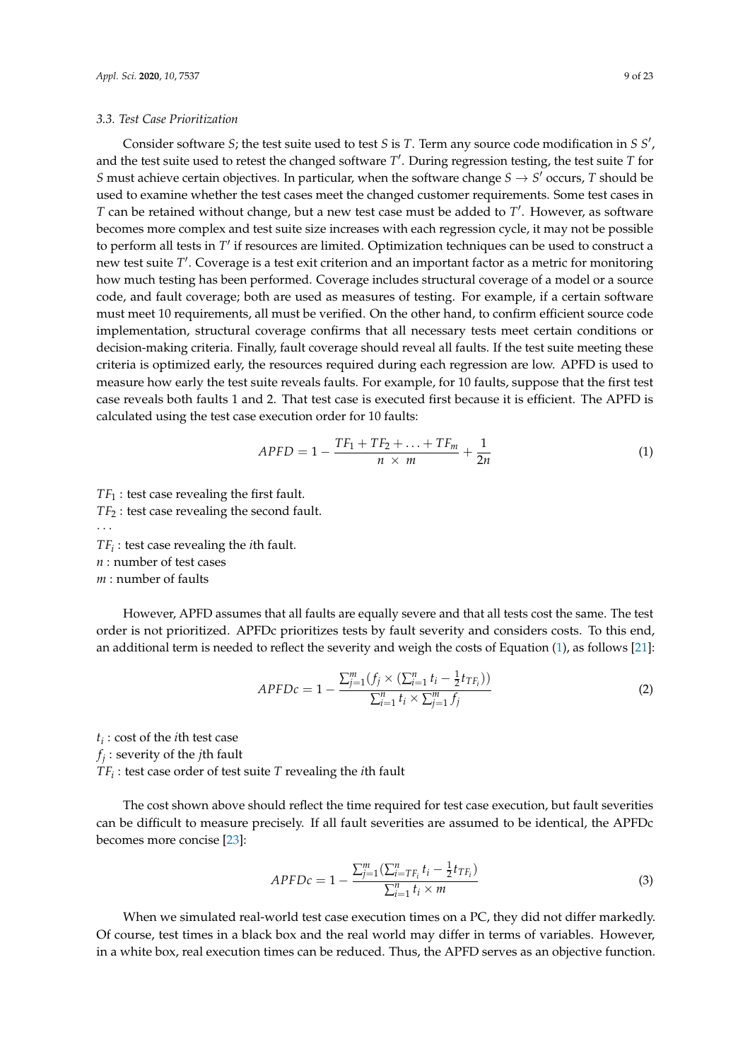### 3.3. Test Case Prioritization

Consider software $S$; the test suite used to test $S$ is $T$. Term any source code modification in $S$ $S'$, and the test suite used to retest the changed software $T'$. During regression testing, the test suite $T$ for $S$ must achieve certain objectives. In particular, when the software change $S \rightarrow S'$ occurs, $T$ should be used to examine whether the test cases meet the changed customer requirements. Some test cases in $T$ can be retained without change, but a new test case must be added to $T'$. However, as software becomes more complex and test suite size increases with each regression cycle, it may not be possible to perform all tests in $T'$ if resources are limited. Optimization techniques can be used to construct a new test suite $T'$. Coverage is a test exit criterion and an important factor as a metric for monitoring how much testing has been performed. Coverage includes structural coverage of a model or a source code, and fault coverage; both are used as measures of testing. For example, if a certain software must meet 10 requirements, all must be verified. On the other hand, to confirm efficient source code implementation, structural coverage confirms that all necessary tests meet certain conditions or decision-making criteria. Finally, fault coverage should reveal all faults. If the test suite meeting these criteria is optimized early, the resources required during each regression are low. APFD is used to measure how early the test suite reveals faults. For example, for 10 faults, suppose that the first test case reveals both faults 1 and 2. That test case is executed first because it is efficient. The APFD is calculated using the test case execution order for 10 faults:

$$APFD = 1 - \frac{TF_1 + TF_2 + \ldots + TF_m}{n \times m} + \frac{1}{2n} \tag{1}$$

$TF_1$ : test case revealing the first fault.
$TF_2$ : test case revealing the second fault.
...
$TF_i$ : test case revealing the $i$th fault.
$n$ : number of test cases
$m$ : number of faults

However, APFD assumes that all faults are equally severe and that all tests cost the same. The test order is not prioritized. APFDc prioritizes tests by fault severity and considers costs. To this end, an additional term is needed to reflect the severity and weigh the costs of Equation (1), as follows [21]:

$$APFDc = 1 - \frac{\sum_{j=1}^{m}(f_j \times (\sum_{i=1}^{n} t_i - \frac{1}{2} t_{TF_i}))}{\sum_{i=1}^{n} t_i \times \sum_{j=1}^{m} f_j} \tag{2}$$

$t_i$ : cost of the $i$th test case
$f_j$ : severity of the $j$th fault
$TF_i$ : test case order of test suite $T$ revealing the $i$th fault

The cost shown above should reflect the time required for test case execution, but fault severities can be difficult to measure precisely. If all fault severities are assumed to be identical, the APFDc becomes more concise [23]:

$$APFDc = 1 - \frac{\sum_{j=1}^{m}(\sum_{i=TF_i}^{n} t_i - \frac{1}{2} t_{TF_i})}{\sum_{i=1}^{n} t_i \times m} \tag{3}$$

When we simulated real-world test case execution times on a PC, they did not differ markedly. Of course, test times in a black box and the real world may differ in terms of variables. However, in a white box, real execution times can be reduced. Thus, the APFD serves as an objective function.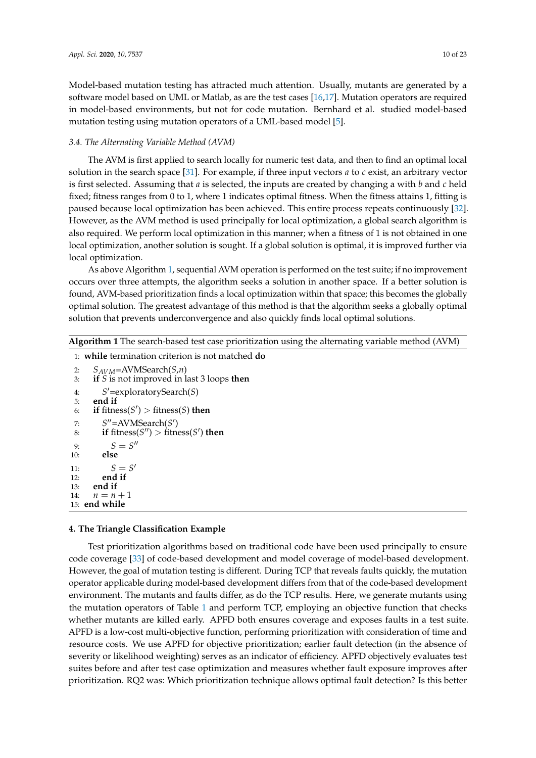Model-based mutation testing has attracted much attention. Usually, mutants are generated by a software model based on UML or Matlab, as are the test cases [16,17]. Mutation operators are required in model-based environments, but not for code mutation. Bernhard et al. studied model-based mutation testing using mutation operators of a UML-based model [5].

### 3.4. The Alternating Variable Method (AVM)

The AVM is first applied to search locally for numeric test data, and then to find an optimal local solution in the search space [31]. For example, if three input vectors *a* to *c* exist, an arbitrary vector is first selected. Assuming that *a* is selected, the inputs are created by changing a with *b* and *c* held fixed; fitness ranges from 0 to 1, where 1 indicates optimal fitness. When the fitness attains 1, fitting is paused because local optimization has been achieved. This entire process repeats continuously [32]. However, as the AVM method is used principally for local optimization, a global search algorithm is also required. We perform local optimization in this manner; when a fitness of 1 is not obtained in one local optimization, another solution is sought. If a global solution is optimal, it is improved further via local optimization.

As above Algorithm 1, sequential AVM operation is performed on the test suite; if no improvement occurs over three attempts, the algorithm seeks a solution in another space. If a better solution is found, AVM-based prioritization finds a local optimization within that space; this becomes the globally optimal solution. The greatest advantage of this method is that the algorithm seeks a globally optimal solution that prevents underconvergence and also quickly finds local optimal solutions.

**Algorithm 1** The search-based test case prioritization using the alternating variable method (AVM)

1: **while** termination criterion is not matched **do**
2: $\quad S_{AVM}$=AVMSearch($S$,$n$)
3: $\quad$ **if** $S$ is not improved in last 3 loops **then**
4: $\quad\quad S'$=exploratorySearch($S$)
5: $\quad$ **end if**
6: $\quad$ **if** fitness($S'$) $>$ fitness($S$) **then**
7: $\quad\quad S''$=AVMSearch($S'$)
8: $\quad\quad$ **if** fitness($S''$) $>$ fitness($S'$) **then**
9: $\quad\quad\quad S = S''$
10: $\quad\quad$ **else**
11: $\quad\quad\quad S = S'$
12: $\quad\quad$ **end if**
13: $\quad$ **end if**
14: $\quad n = n + 1$
15: **end while**

## 4. The Triangle Classification Example

Test prioritization algorithms based on traditional code have been used principally to ensure code coverage [33] of code-based development and model coverage of model-based development. However, the goal of mutation testing is different. During TCP that reveals faults quickly, the mutation operator applicable during model-based development differs from that of the code-based development environment. The mutants and faults differ, as do the TCP results. Here, we generate mutants using the mutation operators of Table 1 and perform TCP, employing an objective function that checks whether mutants are killed early. APFD both ensures coverage and exposes faults in a test suite. APFD is a low-cost multi-objective function, performing prioritization with consideration of time and resource costs. We use APFD for objective prioritization; earlier fault detection (in the absence of severity or likelihood weighting) serves as an indicator of efficiency. APFD objectively evaluates test suites before and after test case optimization and measures whether fault exposure improves after prioritization. RQ2 was: Which prioritization technique allows optimal fault detection? Is this better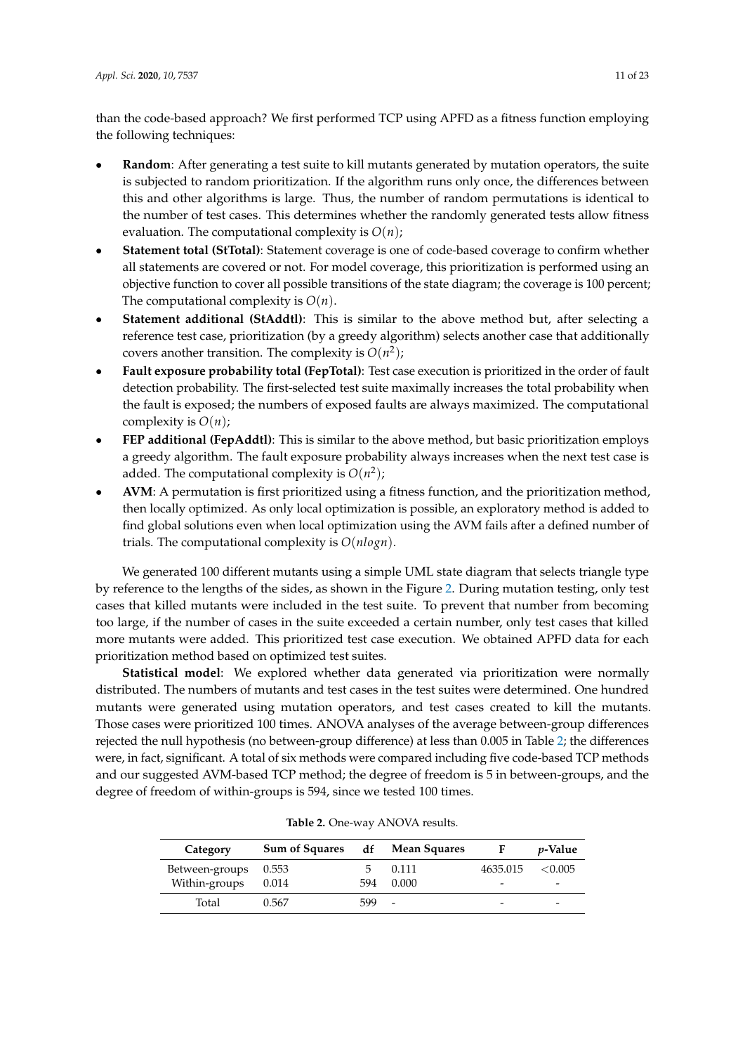than the code-based approach? We first performed TCP using APFD as a fitness function employing the following techniques:

- **Random**: After generating a test suite to kill mutants generated by mutation operators, the suite is subjected to random prioritization. If the algorithm runs only once, the differences between this and other algorithms is large. Thus, the number of random permutations is identical to the number of test cases. This determines whether the randomly generated tests allow fitness evaluation. The computational complexity is $O(n)$;
- **Statement total (StTotal)**: Statement coverage is one of code-based coverage to confirm whether all statements are covered or not. For model coverage, this prioritization is performed using an objective function to cover all possible transitions of the state diagram; the coverage is 100 percent; The computational complexity is $O(n)$.
- **Statement additional (StAddtl)**: This is similar to the above method but, after selecting a reference test case, prioritization (by a greedy algorithm) selects another case that additionally covers another transition. The complexity is $O(n^2)$;
- **Fault exposure probability total (FepTotal)**: Test case execution is prioritized in the order of fault detection probability. The first-selected test suite maximally increases the total probability when the fault is exposed; the numbers of exposed faults are always maximized. The computational complexity is $O(n)$;
- **FEP additional (FepAddtl)**: This is similar to the above method, but basic prioritization employs a greedy algorithm. The fault exposure probability always increases when the next test case is added. The computational complexity is $O(n^2)$;
- **AVM**: A permutation is first prioritized using a fitness function, and the prioritization method, then locally optimized. As only local optimization is possible, an exploratory method is added to find global solutions even when local optimization using the AVM fails after a defined number of trials. The computational complexity is $O(nlogn)$.

We generated 100 different mutants using a simple UML state diagram that selects triangle type by reference to the lengths of the sides, as shown in the Figure 2. During mutation testing, only test cases that killed mutants were included in the test suite. To prevent that number from becoming too large, if the number of cases in the suite exceeded a certain number, only test cases that killed more mutants were added. This prioritized test case execution. We obtained APFD data for each prioritization method based on optimized test suites.

**Statistical model**: We explored whether data generated via prioritization were normally distributed. The numbers of mutants and test cases in the test suites were determined. One hundred mutants were generated using mutation operators, and test cases created to kill the mutants. Those cases were prioritized 100 times. ANOVA analyses of the average between-group differences rejected the null hypothesis (no between-group difference) at less than 0.005 in Table 2; the differences were, in fact, significant. A total of six methods were compared including five code-based TCP methods and our suggested AVM-based TCP method; the degree of freedom is 5 in between-groups, and the degree of freedom of within-groups is 594, since we tested 100 times.

**Table 2.** One-way ANOVA results.

| Category | Sum of Squares | df | Mean Squares | F | *p*-Value |
|---|---|---|---|---|---|
| Between-groups | 0.553 | 5 | 0.111 | 4635.015 | <0.005 |
| Within-groups | 0.014 | 594 | 0.000 | - | - |
| Total | 0.567 | 599 | - | - | - |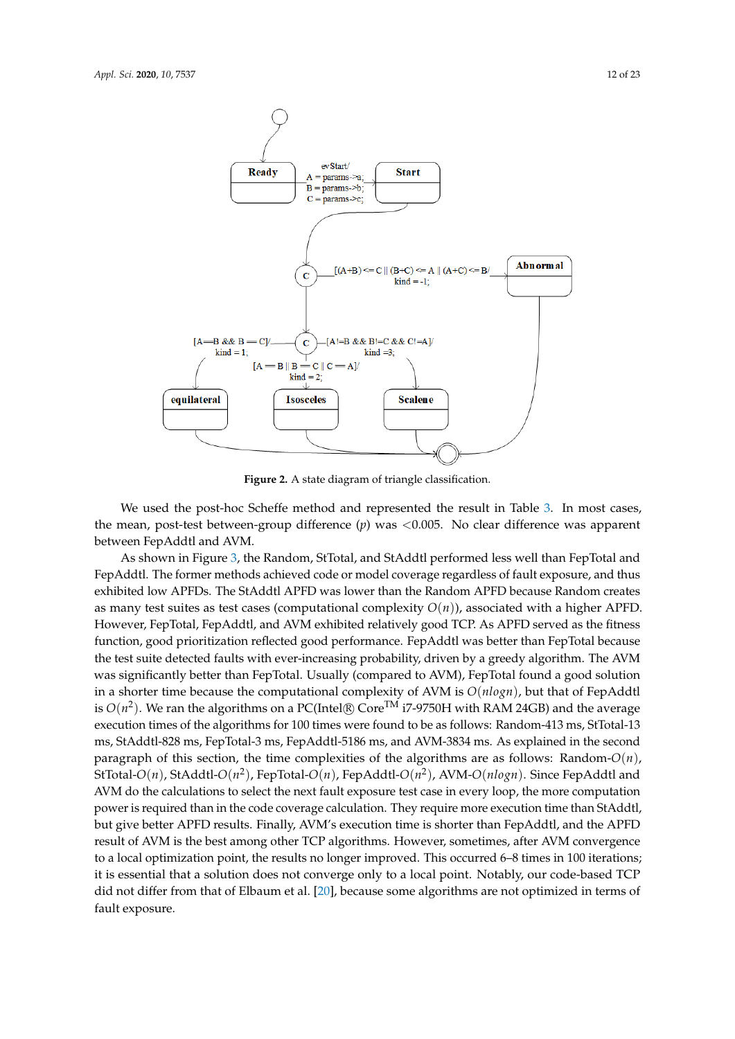**Figure 2.** A state diagram of triangle classification.

We used the post-hoc Scheffe method and represented the result in Table 3. In most cases, the mean, post-test between-group difference ($p$) was $<0.005$. No clear difference was apparent between FepAddtl and AVM.

As shown in Figure 3, the Random, StTotal, and StAddtl performed less well than FepTotal and FepAddtl. The former methods achieved code or model coverage regardless of fault exposure, and thus exhibited low APFDs. The StAddtl APFD was lower than the Random APFD because Random creates as many test suites as test cases (computational complexity $O(n)$), associated with a higher APFD. However, FepTotal, FepAddtl, and AVM exhibited relatively good TCP. As APFD served as the fitness function, good prioritization reflected good performance. FepAddtl was better than FepTotal because the test suite detected faults with ever-increasing probability, driven by a greedy algorithm. The AVM was significantly better than FepTotal. Usually (compared to AVM), FepTotal found a good solution in a shorter time because the computational complexity of AVM is $O(nlogn)$, but that of FepAddtl is $O(n^2)$. We ran the algorithms on a PC(Intel® Core™ i7-9750H with RAM 24GB) and the average execution times of the algorithms for 100 times were found to be as follows: Random-413 ms, StTotal-13 ms, StAddtl-828 ms, FepTotal-3 ms, FepAddtl-5186 ms, and AVM-3834 ms. As explained in the second paragraph of this section, the time complexities of the algorithms are as follows: Random-$O(n)$, StTotal-$O(n)$, StAddtl-$O(n^2)$, FepTotal-$O(n)$, FepAddtl-$O(n^2)$, AVM-$O(nlogn)$. Since FepAddtl and AVM do the calculations to select the next fault exposure test case in every loop, the more computation power is required than in the code coverage calculation. They require more execution time than StAddtl, but give better APFD results. Finally, AVM's execution time is shorter than FepAddtl, and the APFD result of AVM is the best among other TCP algorithms. However, sometimes, after AVM convergence to a local optimization point, the results no longer improved. This occurred 6–8 times in 100 iterations; it is essential that a solution does not converge only to a local point. Notably, our code-based TCP did not differ from that of Elbaum et al. [20], because some algorithms are not optimized in terms of fault exposure.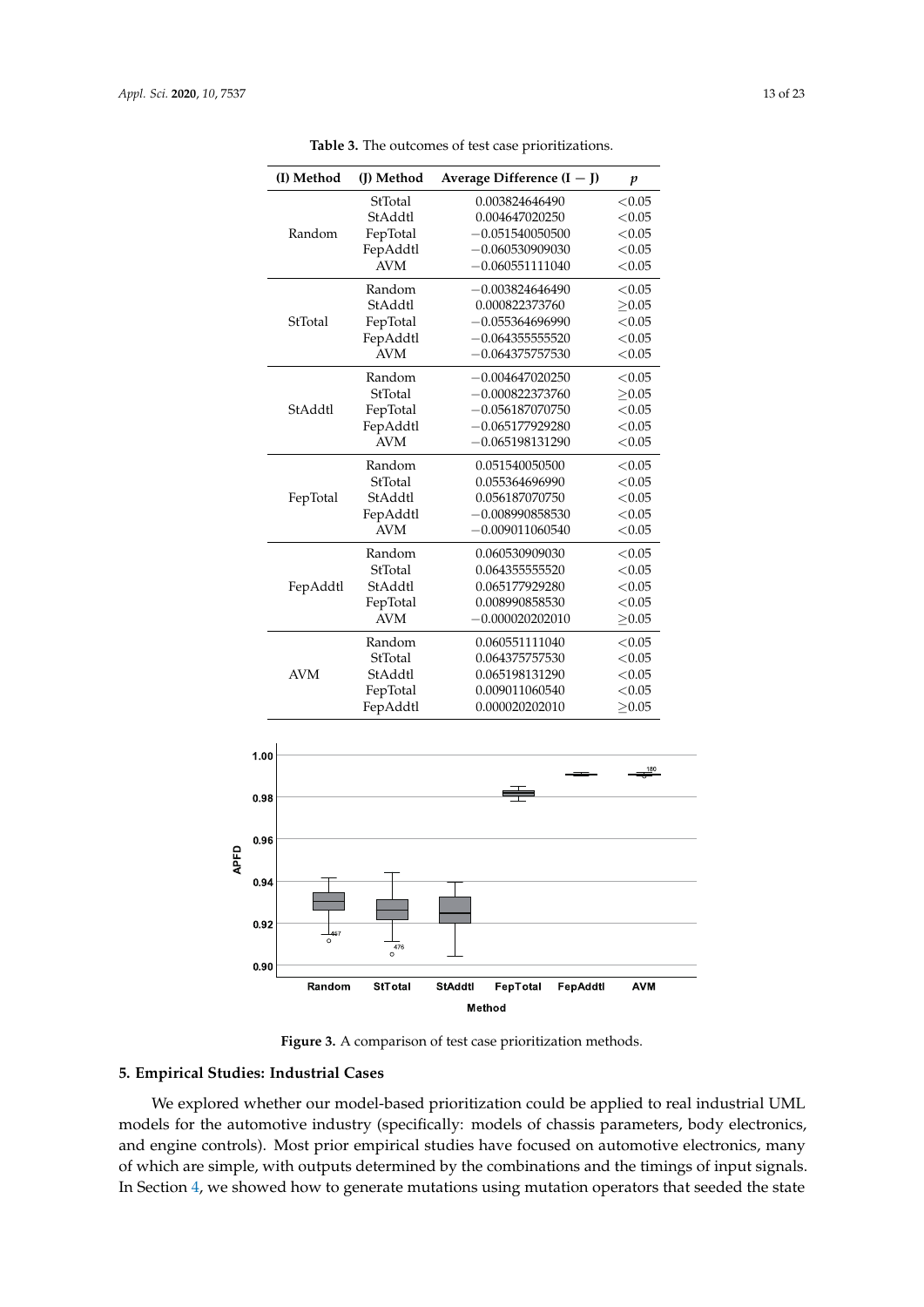**Table 3.** The outcomes of test case prioritizations.

| (I) Method | (J) Method | Average Difference (I − J) | $p$ |
|---|---|---|---|
| Random | StTotal | 0.003824646490 | <0.05 |
| | StAddtl | 0.004647020250 | <0.05 |
| | FepTotal | −0.051540050500 | <0.05 |
| | FepAddtl | −0.060530909030 | <0.05 |
| | AVM | −0.060551111040 | <0.05 |
| StTotal | Random | −0.003824646490 | <0.05 |
| | StAddtl | 0.000822373760 | ≥0.05 |
| | FepTotal | −0.055364696990 | <0.05 |
| | FepAddtl | −0.064355555520 | <0.05 |
| | AVM | −0.064375757530 | <0.05 |
| StAddtl | Random | −0.004647020250 | <0.05 |
| | StTotal | −0.000822373760 | ≥0.05 |
| | FepTotal | −0.056187070750 | <0.05 |
| | FepAddtl | −0.065177929280 | <0.05 |
| | AVM | −0.065198131290 | <0.05 |
| FepTotal | Random | 0.051540050500 | <0.05 |
| | StTotal | 0.055364696990 | <0.05 |
| | StAddtl | 0.056187070750 | <0.05 |
| | FepAddtl | −0.008990858530 | <0.05 |
| | AVM | −0.009011060540 | <0.05 |
| FepAddtl | Random | 0.060530909030 | <0.05 |
| | StTotal | 0.064355555520 | <0.05 |
| | StAddtl | 0.065177929280 | <0.05 |
| | FepTotal | 0.008990858530 | <0.05 |
| | AVM | −0.000020202010 | ≥0.05 |
| AVM | Random | 0.060551111040 | <0.05 |
| | StTotal | 0.064375757530 | <0.05 |
| | StAddtl | 0.065198131290 | <0.05 |
| | FepTotal | 0.009011060540 | <0.05 |
| | FepAddtl | 0.000020202010 | ≥0.05 |

**Figure 3.** A comparison of test case prioritization methods.

## 5. Empirical Studies: Industrial Cases

We explored whether our model-based prioritization could be applied to real industrial UML models for the automotive industry (specifically: models of chassis parameters, body electronics, and engine controls). Most prior empirical studies have focused on automotive electronics, many of which are simple, with outputs determined by the combinations and the timings of input signals. In Section 4, we showed how to generate mutations using mutation operators that seeded the state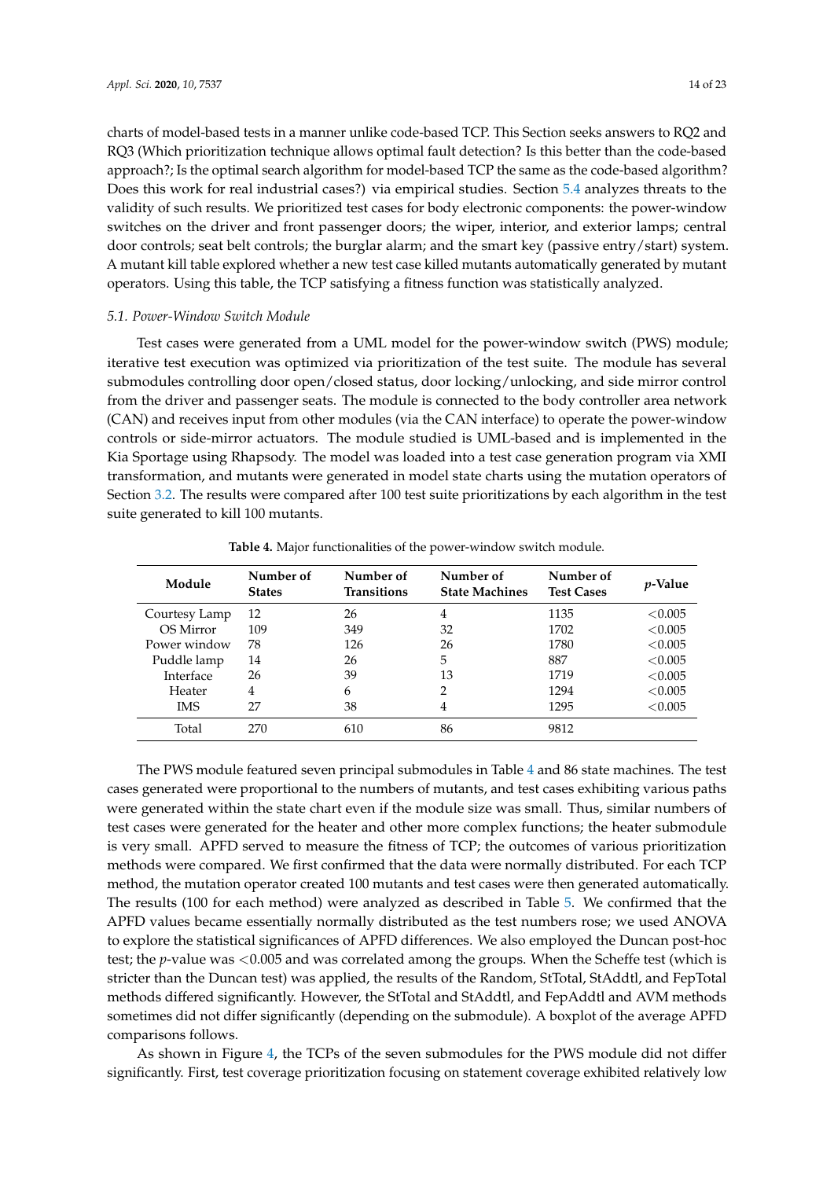charts of model-based tests in a manner unlike code-based TCP. This Section seeks answers to RQ2 and RQ3 (Which prioritization technique allows optimal fault detection? Is this better than the code-based approach?; Is the optimal search algorithm for model-based TCP the same as the code-based algorithm? Does this work for real industrial cases?) via empirical studies. Section 5.4 analyzes threats to the validity of such results. We prioritized test cases for body electronic components: the power-window switches on the driver and front passenger doors; the wiper, interior, and exterior lamps; central door controls; seat belt controls; the burglar alarm; and the smart key (passive entry/start) system. A mutant kill table explored whether a new test case killed mutants automatically generated by mutant operators. Using this table, the TCP satisfying a fitness function was statistically analyzed.

### 5.1. Power-Window Switch Module

Test cases were generated from a UML model for the power-window switch (PWS) module; iterative test execution was optimized via prioritization of the test suite. The module has several submodules controlling door open/closed status, door locking/unlocking, and side mirror control from the driver and passenger seats. The module is connected to the body controller area network (CAN) and receives input from other modules (via the CAN interface) to operate the power-window controls or side-mirror actuators. The module studied is UML-based and is implemented in the Kia Sportage using Rhapsody. The model was loaded into a test case generation program via XMI transformation, and mutants were generated in model state charts using the mutation operators of Section 3.2. The results were compared after 100 test suite prioritizations by each algorithm in the test suite generated to kill 100 mutants.

**Table 4.** Major functionalities of the power-window switch module.

| Module | Number of States | Number of Transitions | Number of State Machines | Number of Test Cases | *p*-Value |
|---|---|---|---|---|---|
| Courtesy Lamp | 12 | 26 | 4 | 1135 | $<0.005$ |
| OS Mirror | 109 | 349 | 32 | 1702 | $<0.005$ |
| Power window | 78 | 126 | 26 | 1780 | $<0.005$ |
| Puddle lamp | 14 | 26 | 5 | 887 | $<0.005$ |
| Interface | 26 | 39 | 13 | 1719 | $<0.005$ |
| Heater | 4 | 6 | 2 | 1294 | $<0.005$ |
| IMS | 27 | 38 | 4 | 1295 | $<0.005$ |
| Total | 270 | 610 | 86 | 9812 | |

The PWS module featured seven principal submodules in Table 4 and 86 state machines. The test cases generated were proportional to the numbers of mutants, and test cases exhibiting various paths were generated within the state chart even if the module size was small. Thus, similar numbers of test cases were generated for the heater and other more complex functions; the heater submodule is very small. APFD served to measure the fitness of TCP; the outcomes of various prioritization methods were compared. We first confirmed that the data were normally distributed. For each TCP method, the mutation operator created 100 mutants and test cases were then generated automatically. The results (100 for each method) were analyzed as described in Table 5. We confirmed that the APFD values became essentially normally distributed as the test numbers rose; we used ANOVA to explore the statistical significances of APFD differences. We also employed the Duncan post-hoc test; the *p*-value was $<0.005$ and was correlated among the groups. When the Scheffe test (which is stricter than the Duncan test) was applied, the results of the Random, StTotal, StAddtl, and FepTotal methods differed significantly. However, the StTotal and StAddtl, and FepAddtl and AVM methods sometimes did not differ significantly (depending on the submodule). A boxplot of the average APFD comparisons follows.

As shown in Figure 4, the TCPs of the seven submodules for the PWS module did not differ significantly. First, test coverage prioritization focusing on statement coverage exhibited relatively low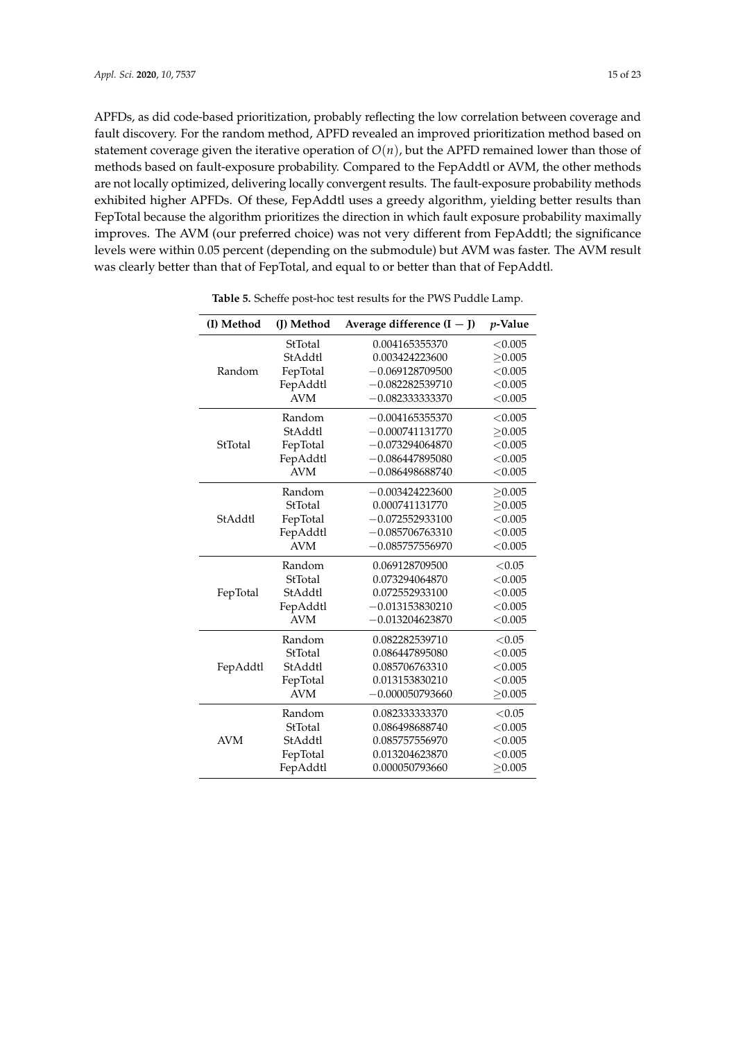APFDs, as did code-based prioritization, probably reflecting the low correlation between coverage and fault discovery. For the random method, APFD revealed an improved prioritization method based on statement coverage given the iterative operation of $O(n)$, but the APFD remained lower than those of methods based on fault-exposure probability. Compared to the FepAddtl or AVM, the other methods are not locally optimized, delivering locally convergent results. The fault-exposure probability methods exhibited higher APFDs. Of these, FepAddtl uses a greedy algorithm, yielding better results than FepTotal because the algorithm prioritizes the direction in which fault exposure probability maximally improves. The AVM (our preferred choice) was not very different from FepAddtl; the significance levels were within 0.05 percent (depending on the submodule) but AVM was faster. The AVM result was clearly better than that of FepTotal, and equal to or better than that of FepAddtl.

**Table 5.** Scheffe post-hoc test results for the PWS Puddle Lamp.

| (I) Method | (J) Method | Average difference (I − J) | $p$-Value |
|---|---|---|---|
| Random | StTotal | 0.004165355370 | <0.005 |
| | StAddtl | 0.003424223600 | ≥0.005 |
| | FepTotal | −0.069128709500 | <0.005 |
| | FepAddtl | −0.082282539710 | <0.005 |
| | AVM | −0.082333333370 | <0.005 |
| StTotal | Random | −0.004165355370 | <0.005 |
| | StAddtl | −0.000741131770 | ≥0.005 |
| | FepTotal | −0.073294064870 | <0.005 |
| | FepAddtl | −0.086447895080 | <0.005 |
| | AVM | −0.086498688740 | <0.005 |
| StAddtl | Random | −0.003424223600 | ≥0.005 |
| | StTotal | 0.000741131770 | ≥0.005 |
| | FepTotal | −0.072552933100 | <0.005 |
| | FepAddtl | −0.085706763310 | <0.005 |
| | AVM | −0.085757556970 | <0.005 |
| FepTotal | Random | 0.069128709500 | <0.05 |
| | StTotal | 0.073294064870 | <0.005 |
| | StAddtl | 0.072552933100 | <0.005 |
| | FepAddtl | −0.013153830210 | <0.005 |
| | AVM | −0.013204623870 | <0.005 |
| FepAddtl | Random | 0.082282539710 | <0.05 |
| | StTotal | 0.086447895080 | <0.005 |
| | StAddtl | 0.085706763310 | <0.005 |
| | FepTotal | 0.013153830210 | <0.005 |
| | AVM | −0.000050793660 | ≥0.005 |
| AVM | Random | 0.082333333370 | <0.05 |
| | StTotal | 0.086498688740 | <0.005 |
| | StAddtl | 0.085757556970 | <0.005 |
| | FepTotal | 0.013204623870 | <0.005 |
| | FepAddtl | 0.000050793660 | ≥0.005 |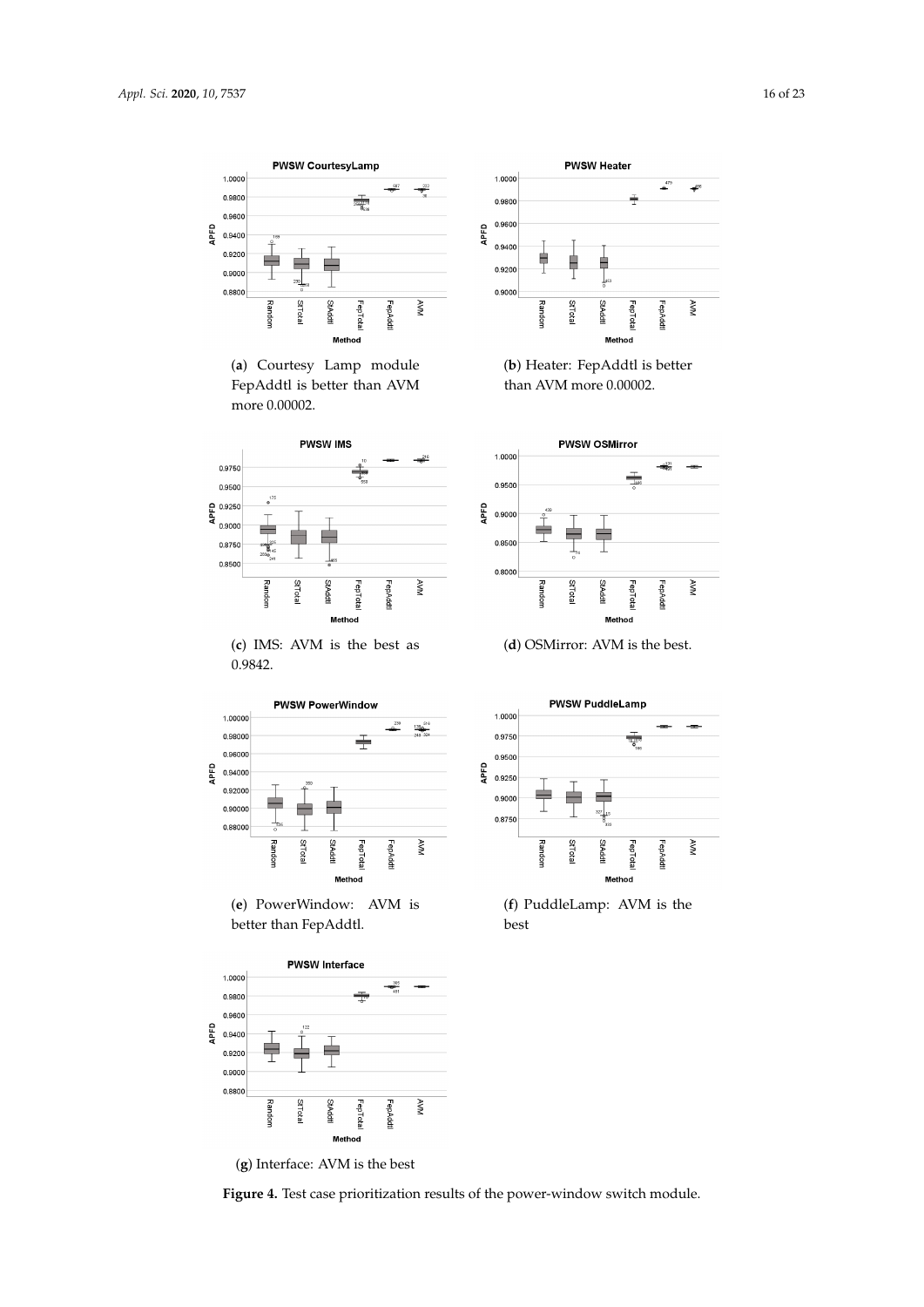(**a**) Courtesy Lamp module FepAddtl is better than AVM more 0.00002.

(**b**) Heater: FepAddtl is better than AVM more 0.00002.

(**c**) IMS: AVM is the best as 0.9842.

(**d**) OSMirror: AVM is the best.

(**e**) PowerWindow: AVM is better than FepAddtl.

(**f**) PuddleLamp: AVM is the best

(**g**) Interface: AVM is the best

**Figure 4.** Test case prioritization results of the power-window switch module.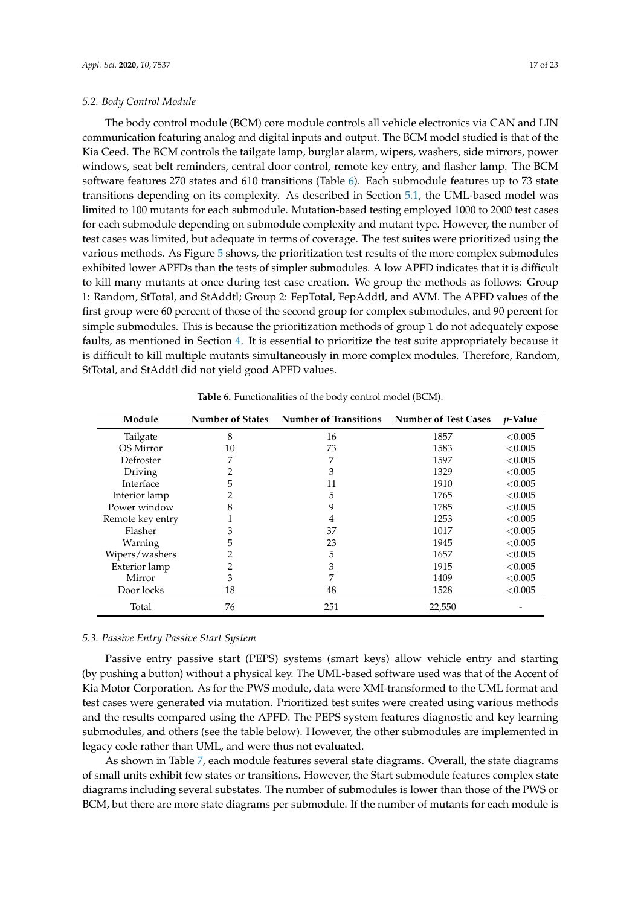### 5.2. Body Control Module

The body control module (BCM) core module controls all vehicle electronics via CAN and LIN communication featuring analog and digital inputs and output. The BCM model studied is that of the Kia Ceed. The BCM controls the tailgate lamp, burglar alarm, wipers, washers, side mirrors, power windows, seat belt reminders, central door control, remote key entry, and flasher lamp. The BCM software features 270 states and 610 transitions (Table 6). Each submodule features up to 73 state transitions depending on its complexity. As described in Section 5.1, the UML-based model was limited to 100 mutants for each submodule. Mutation-based testing employed 1000 to 2000 test cases for each submodule depending on submodule complexity and mutant type. However, the number of test cases was limited, but adequate in terms of coverage. The test suites were prioritized using the various methods. As Figure 5 shows, the prioritization test results of the more complex submodules exhibited lower APFDs than the tests of simpler submodules. A low APFD indicates that it is difficult to kill many mutants at once during test case creation. We group the methods as follows: Group 1: Random, StTotal, and StAddtl; Group 2: FepTotal, FepAddtl, and AVM. The APFD values of the first group were 60 percent of those of the second group for complex submodules, and 90 percent for simple submodules. This is because the prioritization methods of group 1 do not adequately expose faults, as mentioned in Section 4. It is essential to prioritize the test suite appropriately because it is difficult to kill multiple mutants simultaneously in more complex modules. Therefore, Random, StTotal, and StAddtl did not yield good APFD values.

**Table 6.** Functionalities of the body control model (BCM).

| Module | Number of States | Number of Transitions | Number of Test Cases | *p*-Value |
|---|---|---|---|---|
| Tailgate | 8 | 16 | 1857 | $<0.005$ |
| OS Mirror | 10 | 73 | 1583 | $<0.005$ |
| Defroster | 7 | 7 | 1597 | $<0.005$ |
| Driving | 2 | 3 | 1329 | $<0.005$ |
| Interface | 5 | 11 | 1910 | $<0.005$ |
| Interior lamp | 2 | 5 | 1765 | $<0.005$ |
| Power window | 8 | 9 | 1785 | $<0.005$ |
| Remote key entry | 1 | 4 | 1253 | $<0.005$ |
| Flasher | 3 | 37 | 1017 | $<0.005$ |
| Warning | 5 | 23 | 1945 | $<0.005$ |
| Wipers/washers | 2 | 5 | 1657 | $<0.005$ |
| Exterior lamp | 2 | 3 | 1915 | $<0.005$ |
| Mirror | 3 | 7 | 1409 | $<0.005$ |
| Door locks | 18 | 48 | 1528 | $<0.005$ |
| Total | 76 | 251 | 22,550 | - |

### 5.3. Passive Entry Passive Start System

Passive entry passive start (PEPS) systems (smart keys) allow vehicle entry and starting (by pushing a button) without a physical key. The UML-based software used was that of the Accent of Kia Motor Corporation. As for the PWS module, data were XMI-transformed to the UML format and test cases were generated via mutation. Prioritized test suites were created using various methods and the results compared using the APFD. The PEPS system features diagnostic and key learning submodules, and others (see the table below). However, the other submodules are implemented in legacy code rather than UML, and were thus not evaluated.

As shown in Table 7, each module features several state diagrams. Overall, the state diagrams of small units exhibit few states or transitions. However, the Start submodule features complex state diagrams including several substates. The number of submodules is lower than those of the PWS or BCM, but there are more state diagrams per submodule. If the number of mutants for each module is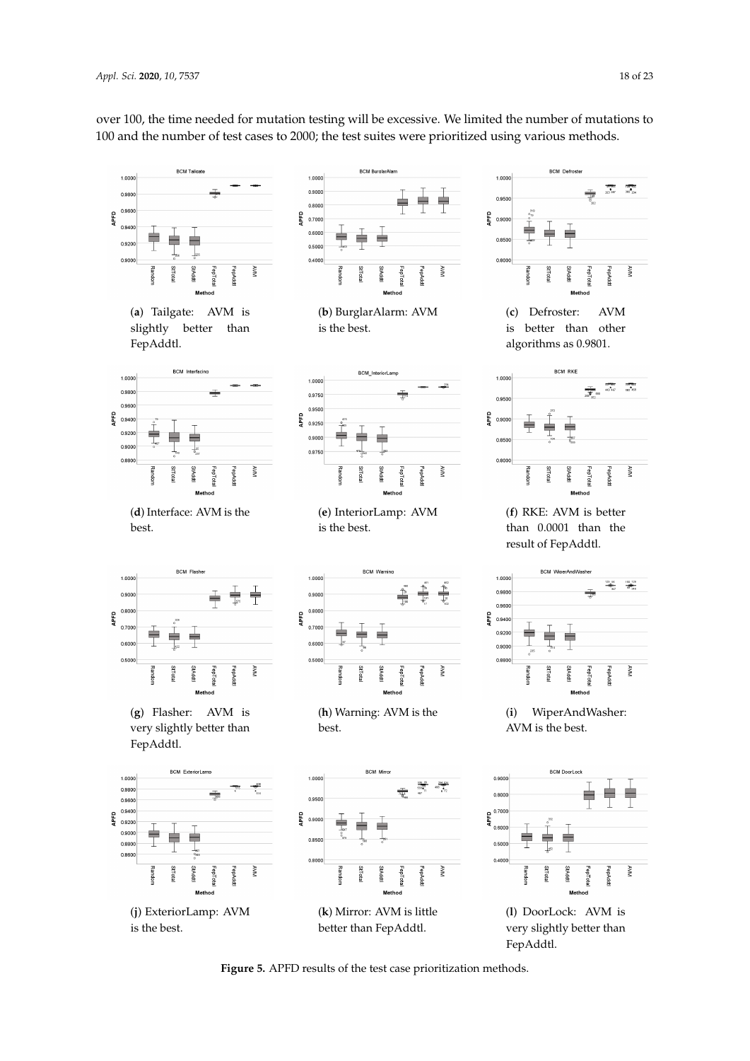over 100, the time needed for mutation testing will be excessive. We limited the number of mutations to 100 and the number of test cases to 2000; the test suites were prioritized using various methods.

(**a**) Tailgate: AVM is slightly better than FepAddtl.

(**b**) BurglarAlarm: AVM is the best.

(**c**) Defroster: AVM is better than other algorithms as 0.9801.

(**d**) Interface: AVM is the best.

(**e**) InteriorLamp: AVM is the best.

(**f**) RKE: AVM is better than 0.0001 than the result of FepAddtl.

(**g**) Flasher: AVM is very slightly better than FepAddtl.

(**h**) Warning: AVM is the best.

(**i**) WiperAndWasher: AVM is the best.

(**j**) ExteriorLamp: AVM is the best.

(**k**) Mirror: AVM is little better than FepAddtl.

(**l**) DoorLock: AVM is very slightly better than FepAddtl.

**Figure 5.** APFD results of the test case prioritization methods.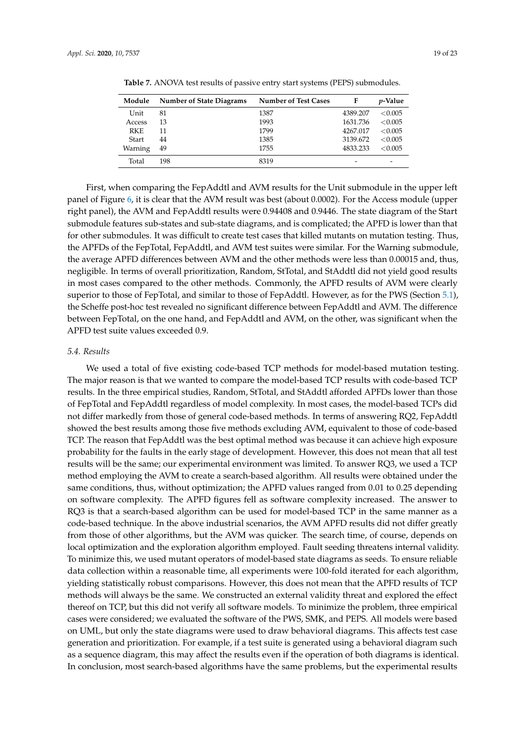**Table 7.** ANOVA test results of passive entry start systems (PEPS) submodules.

| Module | Number of State Diagrams | Number of Test Cases | F | *p*-Value |
| --- | --- | --- | --- | --- |
| Unit | 81 | 1387 | 4389.207 | <0.005 |
| Access | 13 | 1993 | 1631.736 | <0.005 |
| RKE | 11 | 1799 | 4267.017 | <0.005 |
| Start | 44 | 1385 | 3139.672 | <0.005 |
| Warning | 49 | 1755 | 4833.233 | <0.005 |
| Total | 198 | 8319 | - | - |

First, when comparing the FepAddtl and AVM results for the Unit submodule in the upper left panel of Figure 6, it is clear that the AVM result was best (about 0.0002). For the Access module (upper right panel), the AVM and FepAddtl results were 0.94408 and 0.9446. The state diagram of the Start submodule features sub-states and sub-state diagrams, and is complicated; the APFD is lower than that for other submodules. It was difficult to create test cases that killed mutants on mutation testing. Thus, the APFDs of the FepTotal, FepAddtl, and AVM test suites were similar. For the Warning submodule, the average APFD differences between AVM and the other methods were less than 0.00015 and, thus, negligible. In terms of overall prioritization, Random, StTotal, and StAddtl did not yield good results in most cases compared to the other methods. Commonly, the APFD results of AVM were clearly superior to those of FepTotal, and similar to those of FepAddtl. However, as for the PWS (Section 5.1), the Scheffe post-hoc test revealed no significant difference between FepAddtl and AVM. The difference between FepTotal, on the one hand, and FepAddtl and AVM, on the other, was significant when the APFD test suite values exceeded 0.9.

### *5.4. Results*

We used a total of five existing code-based TCP methods for model-based mutation testing. The major reason is that we wanted to compare the model-based TCP results with code-based TCP results. In the three empirical studies, Random, StTotal, and StAddtl afforded APFDs lower than those of FepTotal and FepAddtl regardless of model complexity. In most cases, the model-based TCPs did not differ markedly from those of general code-based methods. In terms of answering RQ2, FepAddtl showed the best results among those five methods excluding AVM, equivalent to those of code-based TCP. The reason that FepAddtl was the best optimal method was because it can achieve high exposure probability for the faults in the early stage of development. However, this does not mean that all test results will be the same; our experimental environment was limited. To answer RQ3, we used a TCP method employing the AVM to create a search-based algorithm. All results were obtained under the same conditions, thus, without optimization; the APFD values ranged from 0.01 to 0.25 depending on software complexity. The APFD figures fell as software complexity increased. The answer to RQ3 is that a search-based algorithm can be used for model-based TCP in the same manner as a code-based technique. In the above industrial scenarios, the AVM APFD results did not differ greatly from those of other algorithms, but the AVM was quicker. The search time, of course, depends on local optimization and the exploration algorithm employed. Fault seeding threatens internal validity. To minimize this, we used mutant operators of model-based state diagrams as seeds. To ensure reliable data collection within a reasonable time, all experiments were 100-fold iterated for each algorithm, yielding statistically robust comparisons. However, this does not mean that the APFD results of TCP methods will always be the same. We constructed an external validity threat and explored the effect thereof on TCP, but this did not verify all software models. To minimize the problem, three empirical cases were considered; we evaluated the software of the PWS, SMK, and PEPS. All models were based on UML, but only the state diagrams were used to draw behavioral diagrams. This affects test case generation and prioritization. For example, if a test suite is generated using a behavioral diagram such as a sequence diagram, this may affect the results even if the operation of both diagrams is identical. In conclusion, most search-based algorithms have the same problems, but the experimental results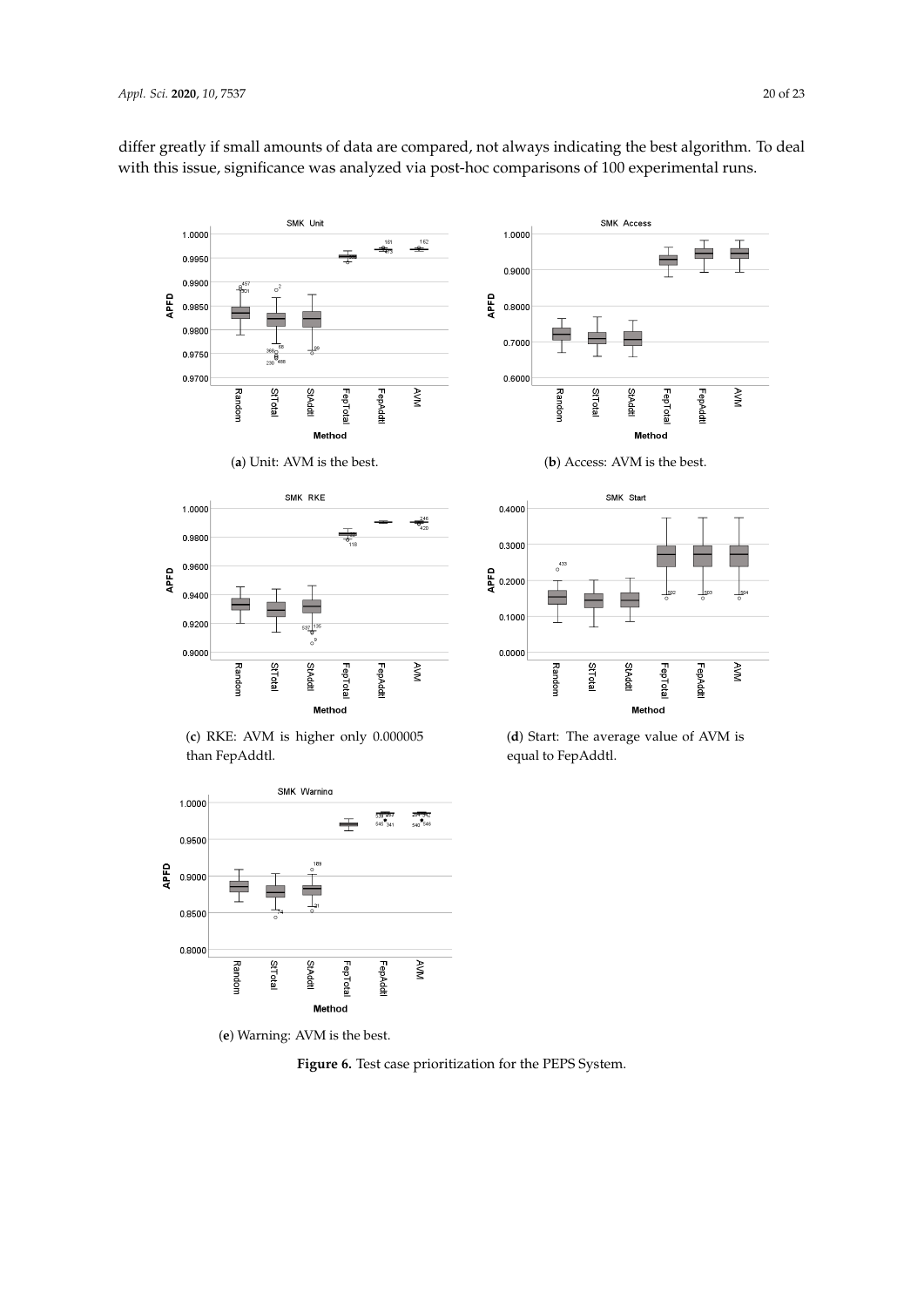differ greatly if small amounts of data are compared, not always indicating the best algorithm. To deal with this issue, significance was analyzed via post-hoc comparisons of 100 experimental runs.

(**a**) Unit: AVM is the best.

(**b**) Access: AVM is the best.

(**c**) RKE: AVM is higher only 0.000005 than FepAddtl.

(**d**) Start: The average value of AVM is equal to FepAddtl.

(**e**) Warning: AVM is the best.

**Figure 6.** Test case prioritization for the PEPS System.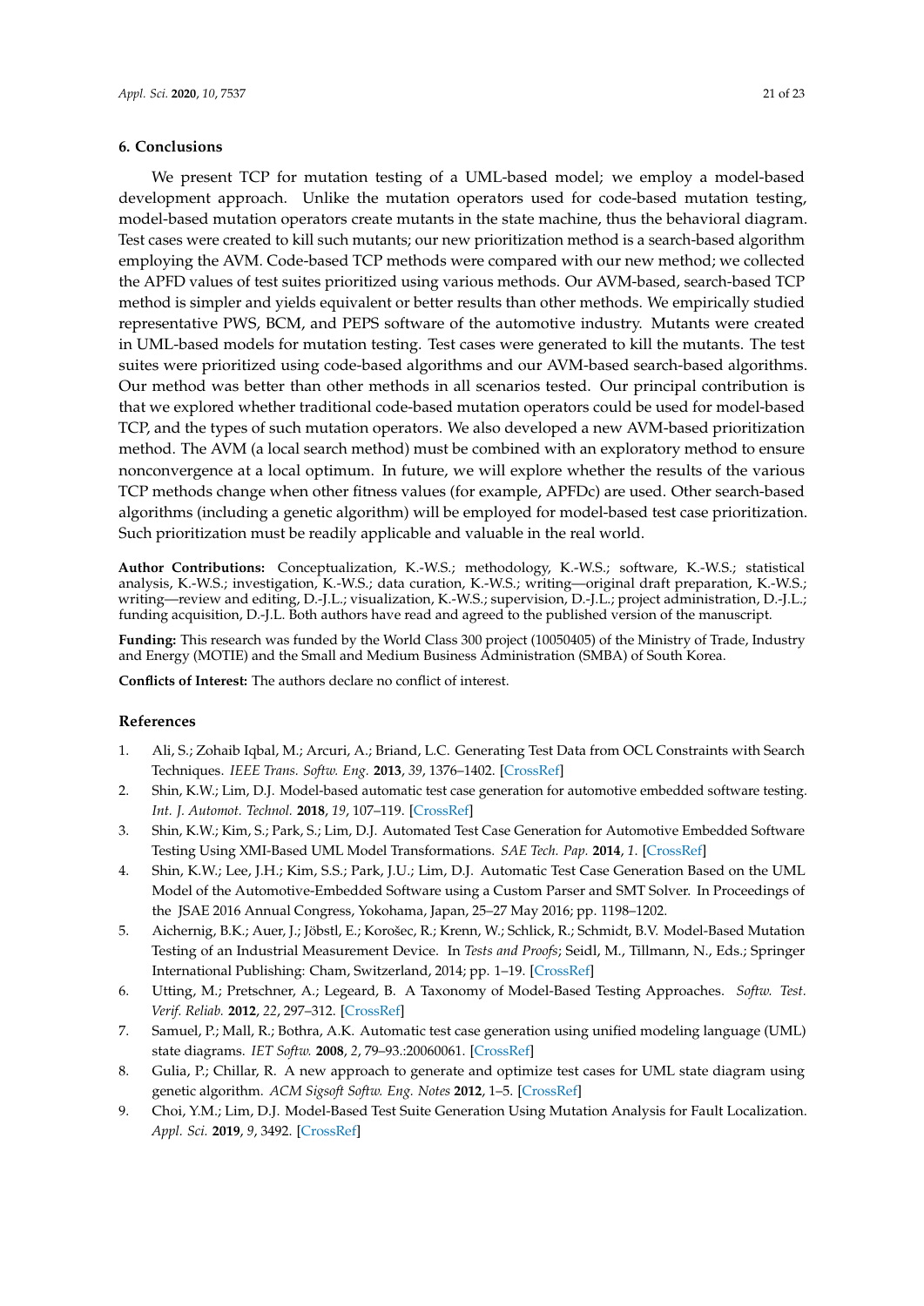## 6. Conclusions

We present TCP for mutation testing of a UML-based model; we employ a model-based development approach. Unlike the mutation operators used for code-based mutation testing, model-based mutation operators create mutants in the state machine, thus the behavioral diagram. Test cases were created to kill such mutants; our new prioritization method is a search-based algorithm employing the AVM. Code-based TCP methods were compared with our new method; we collected the APFD values of test suites prioritized using various methods. Our AVM-based, search-based TCP method is simpler and yields equivalent or better results than other methods. We empirically studied representative PWS, BCM, and PEPS software of the automotive industry. Mutants were created in UML-based models for mutation testing. Test cases were generated to kill the mutants. The test suites were prioritized using code-based algorithms and our AVM-based search-based algorithms. Our method was better than other methods in all scenarios tested. Our principal contribution is that we explored whether traditional code-based mutation operators could be used for model-based TCP, and the types of such mutation operators. We also developed a new AVM-based prioritization method. The AVM (a local search method) must be combined with an exploratory method to ensure nonconvergence at a local optimum. In future, we will explore whether the results of the various TCP methods change when other fitness values (for example, APFDc) are used. Other search-based algorithms (including a genetic algorithm) will be employed for model-based test case prioritization. Such prioritization must be readily applicable and valuable in the real world.

**Author Contributions:** Conceptualization, K.-W.S.; methodology, K.-W.S.; software, K.-W.S.; statistical analysis, K.-W.S.; investigation, K.-W.S.; data curation, K.-W.S.; writing—original draft preparation, K.-W.S.; writing—review and editing, D.-J.L.; visualization, K.-W.S.; supervision, D.-J.L.; project administration, D.-J.L.; funding acquisition, D.-J.L. Both authors have read and agreed to the published version of the manuscript.

**Funding:** This research was funded by the World Class 300 project (10050405) of the Ministry of Trade, Industry and Energy (MOTIE) and the Small and Medium Business Administration (SMBA) of South Korea.

**Conflicts of Interest:** The authors declare no conflict of interest.

## References

1. Ali, S.; Zohaib Iqbal, M.; Arcuri, A.; Briand, L.C. Generating Test Data from OCL Constraints with Search Techniques. *IEEE Trans. Softw. Eng.* **2013**, *39*, 1376–1402. [CrossRef]
2. Shin, K.W.; Lim, D.J. Model-based automatic test case generation for automotive embedded software testing. *Int. J. Automot. Technol.* **2018**, *19*, 107–119. [CrossRef]
3. Shin, K.W.; Kim, S.; Park, S.; Lim, D.J. Automated Test Case Generation for Automotive Embedded Software Testing Using XMI-Based UML Model Transformations. *SAE Tech. Pap.* **2014**, *1*. [CrossRef]
4. Shin, K.W.; Lee, J.H.; Kim, S.S.; Park, J.U.; Lim, D.J. Automatic Test Case Generation Based on the UML Model of the Automotive-Embedded Software using a Custom Parser and SMT Solver. In Proceedings of the JSAE 2016 Annual Congress, Yokohama, Japan, 25–27 May 2016; pp. 1198–1202.
5. Aichernig, B.K.; Auer, J.; Jöbstl, E.; Korošec, R.; Krenn, W.; Schlick, R.; Schmidt, B.V. Model-Based Mutation Testing of an Industrial Measurement Device. In *Tests and Proofs*; Seidl, M., Tillmann, N., Eds.; Springer International Publishing: Cham, Switzerland, 2014; pp. 1–19. [CrossRef]
6. Utting, M.; Pretschner, A.; Legeard, B. A Taxonomy of Model-Based Testing Approaches. *Softw. Test. Verif. Reliab.* **2012**, *22*, 297–312. [CrossRef]
7. Samuel, P.; Mall, R.; Bothra, A.K. Automatic test case generation using unified modeling language (UML) state diagrams. *IET Softw.* **2008**, *2*, 79–93.:20060061. [CrossRef]
8. Gulia, P.; Chillar, R. A new approach to generate and optimize test cases for UML state diagram using genetic algorithm. *ACM Sigsoft Softw. Eng. Notes* **2012**, 1–5. [CrossRef]
9. Choi, Y.M.; Lim, D.J. Model-Based Test Suite Generation Using Mutation Analysis for Fault Localization. *Appl. Sci.* **2019**, *9*, 3492. [CrossRef]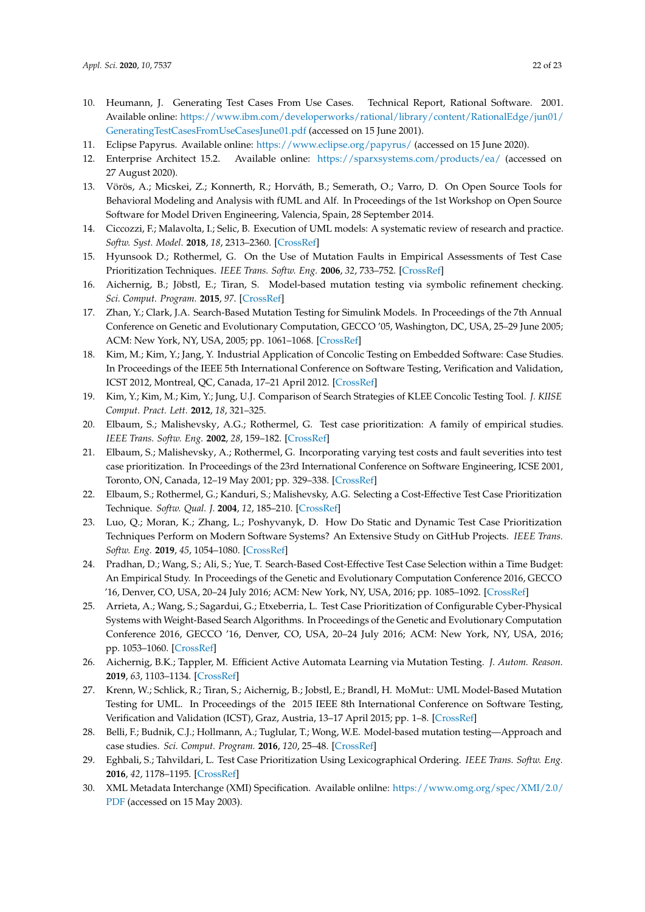10. Heumann, J. Generating Test Cases From Use Cases. Technical Report, Rational Software. 2001. Available online: https://www.ibm.com/developerworks/rational/library/content/RationalEdge/jun01/GeneratingTestCasesFromUseCasesJune01.pdf (accessed on 15 June 2001).
11. Eclipse Papyrus. Available online: https://www.eclipse.org/papyrus/ (accessed on 15 June 2020).
12. Enterprise Architect 15.2. Available online: https://sparxsystems.com/products/ea/ (accessed on 27 August 2020).
13. Vörös, A.; Micskei, Z.; Konnerth, R.; Horváth, B.; Semerath, O.; Varro, D. On Open Source Tools for Behavioral Modeling and Analysis with fUML and Alf. In Proceedings of the 1st Workshop on Open Source Software for Model Driven Engineering, Valencia, Spain, 28 September 2014.
14. Ciccozzi, F.; Malavolta, I.; Selic, B. Execution of UML models: A systematic review of research and practice. *Softw. Syst. Model.* **2018**, *18*, 2313–2360. [CrossRef]
15. Hyunsook D.; Rothermel, G. On the Use of Mutation Faults in Empirical Assessments of Test Case Prioritization Techniques. *IEEE Trans. Softw. Eng.* **2006**, *32*, 733–752. [CrossRef]
16. Aichernig, B.; Jöbstl, E.; Tiran, S. Model-based mutation testing via symbolic refinement checking. *Sci. Comput. Program.* **2015**, *97*. [CrossRef]
17. Zhan, Y.; Clark, J.A. Search-Based Mutation Testing for Simulink Models. In Proceedings of the 7th Annual Conference on Genetic and Evolutionary Computation, GECCO '05, Washington, DC, USA, 25–29 June 2005; ACM: New York, NY, USA, 2005; pp. 1061–1068. [CrossRef]
18. Kim, M.; Kim, Y.; Jang, Y. Industrial Application of Concolic Testing on Embedded Software: Case Studies. In Proceedings of the IEEE 5th International Conference on Software Testing, Verification and Validation, ICST 2012, Montreal, QC, Canada, 17–21 April 2012. [CrossRef]
19. Kim, Y.; Kim, M.; Kim, Y.; Jung, U.J. Comparison of Search Strategies of KLEE Concolic Testing Tool. *J. KIISE Comput. Pract. Lett.* **2012**, *18*, 321–325.
20. Elbaum, S.; Malishevsky, A.G.; Rothermel, G. Test case prioritization: A family of empirical studies. *IEEE Trans. Softw. Eng.* **2002**, *28*, 159–182. [CrossRef]
21. Elbaum, S.; Malishevsky, A.; Rothermel, G. Incorporating varying test costs and fault severities into test case prioritization. In Proceedings of the 23rd International Conference on Software Engineering, ICSE 2001, Toronto, ON, Canada, 12–19 May 2001; pp. 329–338. [CrossRef]
22. Elbaum, S.; Rothermel, G.; Kanduri, S.; Malishevsky, A.G. Selecting a Cost-Effective Test Case Prioritization Technique. *Softw. Qual. J.* **2004**, *12*, 185–210. [CrossRef]
23. Luo, Q.; Moran, K.; Zhang, L.; Poshyvanyk, D. How Do Static and Dynamic Test Case Prioritization Techniques Perform on Modern Software Systems? An Extensive Study on GitHub Projects. *IEEE Trans. Softw. Eng.* **2019**, *45*, 1054–1080. [CrossRef]
24. Pradhan, D.; Wang, S.; Ali, S.; Yue, T. Search-Based Cost-Effective Test Case Selection within a Time Budget: An Empirical Study. In Proceedings of the Genetic and Evolutionary Computation Conference 2016, GECCO '16, Denver, CO, USA, 20–24 July 2016; ACM: New York, NY, USA, 2016; pp. 1085–1092. [CrossRef]
25. Arrieta, A.; Wang, S.; Sagardui, G.; Etxeberria, L. Test Case Prioritization of Configurable Cyber-Physical Systems with Weight-Based Search Algorithms. In Proceedings of the Genetic and Evolutionary Computation Conference 2016, GECCO '16, Denver, CO, USA, 20–24 July 2016; ACM: New York, NY, USA, 2016; pp. 1053–1060. [CrossRef]
26. Aichernig, B.K.; Tappler, M. Efficient Active Automata Learning via Mutation Testing. *J. Autom. Reason.* **2019**, *63*, 1103–1134. [CrossRef]
27. Krenn, W.; Schlick, R.; Tiran, S.; Aichernig, B.; Jobstl, E.; Brandl, H. MoMut:: UML Model-Based Mutation Testing for UML. In Proceedings of the 2015 IEEE 8th International Conference on Software Testing, Verification and Validation (ICST), Graz, Austria, 13–17 April 2015; pp. 1–8. [CrossRef]
28. Belli, F.; Budnik, C.J.; Hollmann, A.; Tuglular, T.; Wong, W.E. Model-based mutation testing—Approach and case studies. *Sci. Comput. Program.* **2016**, *120*, 25–48. [CrossRef]
29. Eghbali, S.; Tahvildari, L. Test Case Prioritization Using Lexicographical Ordering. *IEEE Trans. Softw. Eng.* **2016**, *42*, 1178–1195. [CrossRef]
30. XML Metadata Interchange (XMI) Specification. Available onlilne: https://www.omg.org/spec/XMI/2.0/PDF (accessed on 15 May 2003).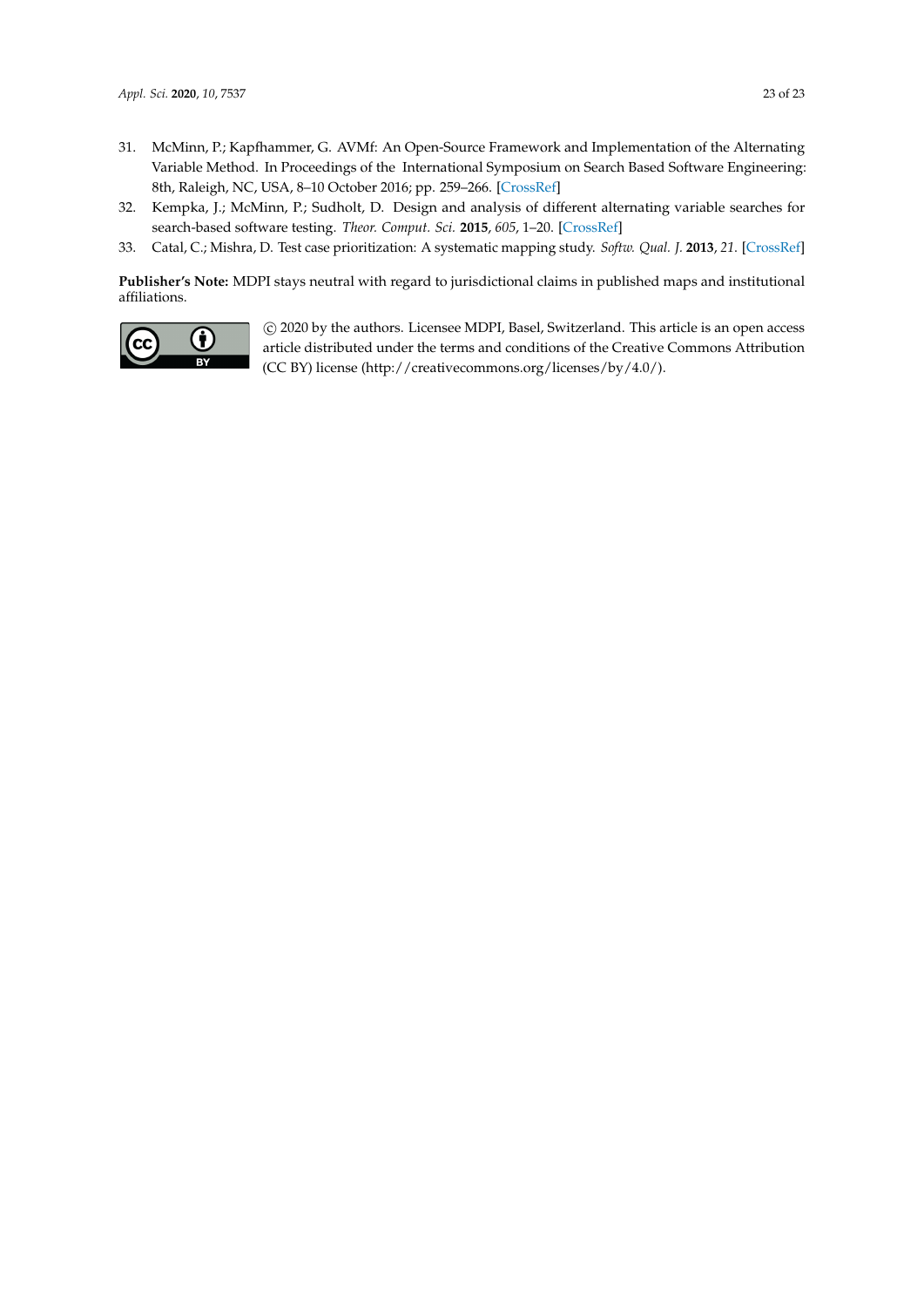31. McMinn, P.; Kapfhammer, G. AVMf: An Open-Source Framework and Implementation of the Alternating Variable Method. In Proceedings of the International Symposium on Search Based Software Engineering: 8th, Raleigh, NC, USA, 8–10 October 2016; pp. 259–266. [CrossRef]
32. Kempka, J.; McMinn, P.; Sudholt, D. Design and analysis of different alternating variable searches for search-based software testing. *Theor. Comput. Sci.* **2015**, *605*, 1–20. [CrossRef]
33. Catal, C.; Mishra, D. Test case prioritization: A systematic mapping study. *Softw. Qual. J.* **2013**, *21*. [CrossRef]

**Publisher's Note:** MDPI stays neutral with regard to jurisdictional claims in published maps and institutional affiliations.

© 2020 by the authors. Licensee MDPI, Basel, Switzerland. This article is an open access article distributed under the terms and conditions of the Creative Commons Attribution (CC BY) license (http://creativecommons.org/licenses/by/4.0/).